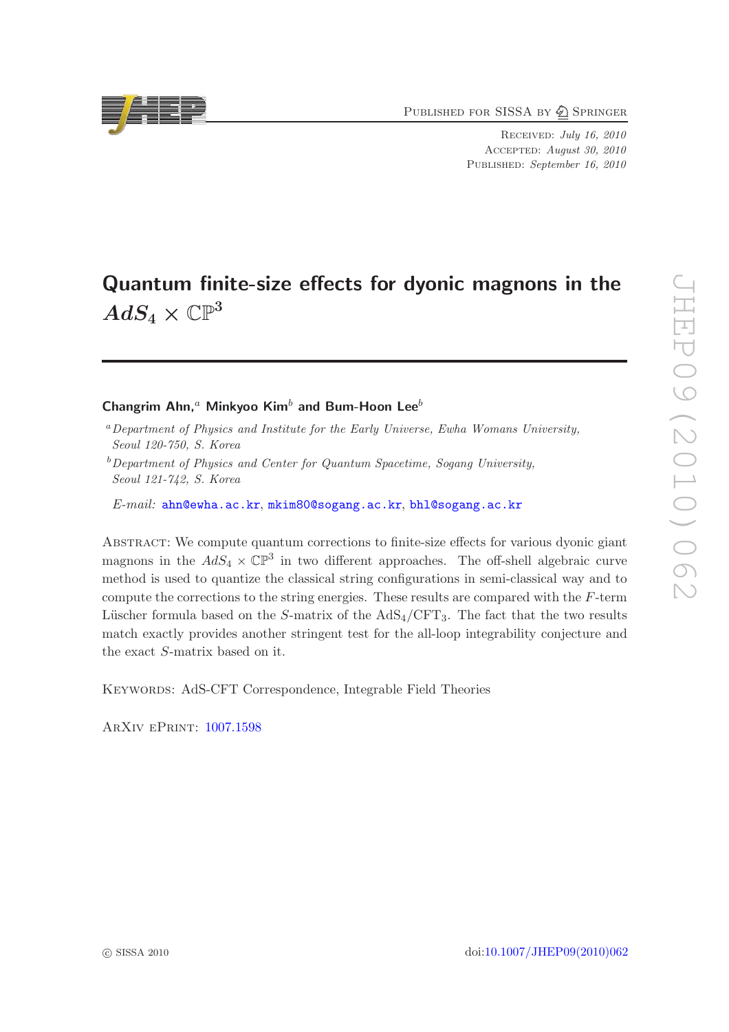# Quantum finite-size effects for dyonic magnons in the $AdS_4 \times \mathbb{CP}^3$

**Changrim Ahn,[a] Minkyoo Kim[b] and Bum-Hoon Lee[b]**

[a] *Department of Physics and Institute for the Early Universe, Ewha Womans University, Seoul 120-750, S. Korea*

[b] *Department of Physics and Center for Quantum Spacetime, Sogang University, Seoul 121-742, S. Korea*

*E-mail:* ahn@ewha.ac.kr, mkim80@sogang.ac.kr, bhl@sogang.ac.kr

Abstract: We compute quantum corrections to finite-size effects for various dyonic giant magnons in the $AdS_4 \times \mathbb{CP}^3$ in two different approaches. The off-shell algebraic curve method is used to quantize the classical string configurations in semi-classical way and to compute the corrections to the string energies. These results are compared with the $F$-term Lüscher formula based on the $S$-matrix of the $\mathrm{AdS}_4/\mathrm{CFT}_3$. The fact that the two results match exactly provides another stringent test for the all-loop integrability conjecture and the exact $S$-matrix based on it.

Keywords: AdS-CFT Correspondence, Integrable Field Theories

ArXiv ePrint: 1007.1598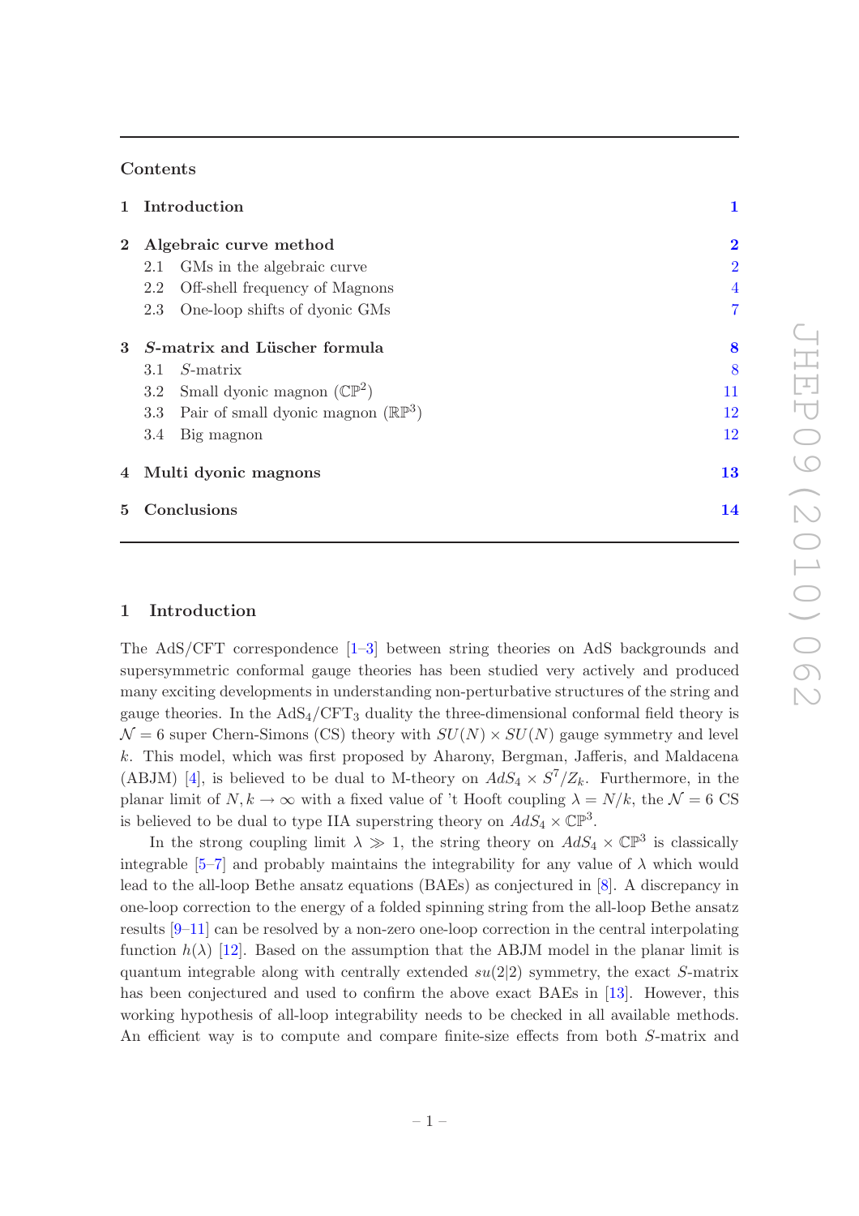## Contents

| | | |
|---|---|---|
| **1** | **Introduction** | **1** |
| **2** | **Algebraic curve method** | **2** |
| 2.1 | GMs in the algebraic curve | 2 |
| 2.2 | Off-shell frequency of Magnons | 4 |
| 2.3 | One-loop shifts of dyonic GMs | 7 |
| **3** | ***S*-matrix and Lüscher formula** | **8** |
| 3.1 | *S*-matrix | 8 |
| 3.2 | Small dyonic magnon ($\mathbb{CP}^2$) | 11 |
| 3.3 | Pair of small dyonic magnon ($\mathbb{RP}^3$) | 12 |
| 3.4 | Big magnon | 12 |
| **4** | **Multi dyonic magnons** | **13** |
| **5** | **Conclusions** | **14** |

# 1 Introduction

The AdS/CFT correspondence [1–3] between string theories on AdS backgrounds and supersymmetric conformal gauge theories has been studied very actively and produced many exciting developments in understanding non-perturbative structures of the string and gauge theories. In the $\mathrm{AdS}_4/\mathrm{CFT}_3$ duality the three-dimensional conformal field theory is $\mathcal{N} = 6$ super Chern-Simons (CS) theory with $SU(N) \times SU(N)$ gauge symmetry and level $k$. This model, which was first proposed by Aharony, Bergman, Jafferis, and Maldacena (ABJM) [4], is believed to be dual to M-theory on $AdS_4 \times S^7/Z_k$. Furthermore, in the planar limit of $N, k \to \infty$ with a fixed value of 't Hooft coupling $\lambda = N/k$, the $\mathcal{N} = 6$ CS is believed to be dual to type IIA superstring theory on $AdS_4 \times \mathbb{CP}^3$.

In the strong coupling limit $\lambda \gg 1$, the string theory on $AdS_4 \times \mathbb{CP}^3$ is classically integrable [5–7] and probably maintains the integrability for any value of $\lambda$ which would lead to the all-loop Bethe ansatz equations (BAEs) as conjectured in [8]. A discrepancy in one-loop correction to the energy of a folded spinning string from the all-loop Bethe ansatz results [9–11] can be resolved by a non-zero one-loop correction in the central interpolating function $h(\lambda)$ [12]. Based on the assumption that the ABJM model in the planar limit is quantum integrable along with centrally extended $su(2|2)$ symmetry, the exact $S$-matrix has been conjectured and used to confirm the above exact BAEs in [13]. However, this working hypothesis of all-loop integrability needs to be checked in all available methods. An efficient way is to compute and compare finite-size effects from both $S$-matrix and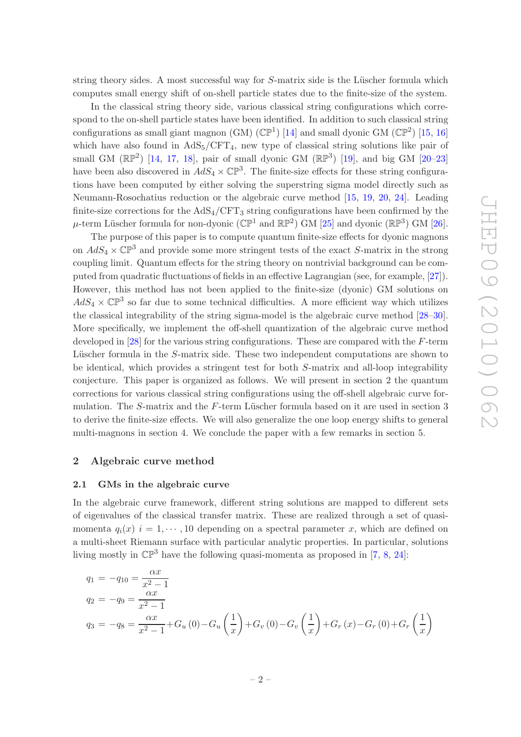string theory sides. A most successful way for $S$-matrix side is the Lüscher formula which computes small energy shift of on-shell particle states due to the finite-size of the system.

In the classical string theory side, various classical string configurations which correspond to the on-shell particle states have been identified. In addition to such classical string configurations as small giant magnon (GM) ($\mathbb{CP}^1$) [14] and small dyonic GM ($\mathbb{CP}^2$) [15, 16] which have also found in AdS$_5$/CFT$_4$, new type of classical string solutions like pair of small GM ($\mathbb{RP}^2$) [14, 17, 18], pair of small dyonic GM ($\mathbb{RP}^3$) [19], and big GM [20–23] have been also discovered in $AdS_4 \times \mathbb{CP}^3$. The finite-size effects for these string configurations have been computed by either solving the superstring sigma model directly such as Neumann-Rosochatius reduction or the algebraic curve method [15, 19, 20, 24]. Leading finite-size corrections for the AdS$_4$/CFT$_3$ string configurations have been confirmed by the $\mu$-term Lüscher formula for non-dyonic ($\mathbb{CP}^1$ and $\mathbb{RP}^2$) GM [25] and dyonic ($\mathbb{RP}^3$) GM [26].

The purpose of this paper is to compute quantum finite-size effects for dyonic magnons on $AdS_4 \times \mathbb{CP}^3$ and provide some more stringent tests of the exact $S$-matrix in the strong coupling limit. Quantum effects for the string theory on nontrivial background can be computed from quadratic fluctuations of fields in an effective Lagrangian (see, for example, [27]). However, this method has not been applied to the finite-size (dyonic) GM solutions on $AdS_4 \times \mathbb{CP}^3$ so far due to some technical difficulties. A more efficient way which utilizes the classical integrability of the string sigma-model is the algebraic curve method [28–30]. More specifically, we implement the off-shell quantization of the algebraic curve method developed in [28] for the various string configurations. These are compared with the $F$-term Lüscher formula in the $S$-matrix side. These two independent computations are shown to be identical, which provides a stringent test for both $S$-matrix and all-loop integrability conjecture. This paper is organized as follows. We will present in section 2 the quantum corrections for various classical string configurations using the off-shell algebraic curve formulation. The $S$-matrix and the $F$-term Lüscher formula based on it are used in section 3 to derive the finite-size effects. We will also generalize the one loop energy shifts to general multi-magnons in section 4. We conclude the paper with a few remarks in section 5.

## 2 Algebraic curve method

### 2.1 GMs in the algebraic curve

In the algebraic curve framework, different string solutions are mapped to different sets of eigenvalues of the classical transfer matrix. These are realized through a set of quasi-momenta $q_i(x)$ $i = 1, \cdots, 10$ depending on a spectral parameter $x$, which are defined on a multi-sheet Riemann surface with particular analytic properties. In particular, solutions living mostly in $\mathbb{CP}^3$ have the following quasi-momenta as proposed in [7, 8, 24]:

$$
\begin{aligned}
q_1 &= -q_{10} = \frac{\alpha x}{x^2-1} \\
q_2 &= -q_9 = \frac{\alpha x}{x^2-1} \\
q_3 &= -q_8 = \frac{\alpha x}{x^2-1} + G_u(0) - G_u\left(\frac{1}{x}\right) + G_v(0) - G_v\left(\frac{1}{x}\right) + G_r(x) - G_r(0) + G_r\left(\frac{1}{x}\right)
\end{aligned}
$$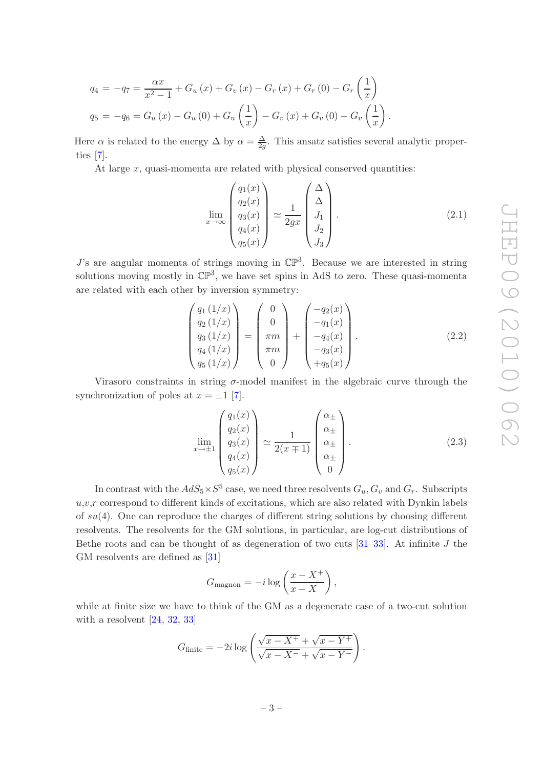$$
\begin{aligned}
q_4 &= -q_7 = \frac{\alpha x}{x^2-1} + G_u(x) + G_v(x) - G_r(x) + G_r(0) - G_r\left(\frac{1}{x}\right) \\
q_5 &= -q_6 = G_u(x) - G_u(0) + G_u\left(\frac{1}{x}\right) - G_v(x) + G_v(0) - G_v\left(\frac{1}{x}\right).
\end{aligned}
$$

Here $\alpha$ is related to the energy $\Delta$ by $\alpha = \frac{\Delta}{2g}$. This ansatz satisfies several analytic properties [7].

At large $x$, quasi-momenta are related with physical conserved quantities:

$$
\lim_{x\to\infty} \begin{pmatrix} q_1(x) \\ q_2(x) \\ q_3(x) \\ q_4(x) \\ q_5(x) \end{pmatrix} \simeq \frac{1}{2gx} \begin{pmatrix} \Delta \\ \Delta \\ J_1 \\ J_2 \\ J_3 \end{pmatrix}. \tag{2.1}
$$

$J$'s are angular momenta of strings moving in $\mathbb{CP}^3$. Because we are interested in string solutions moving mostly in $\mathbb{CP}^3$, we have set spins in AdS to zero. These quasi-momenta are related with each other by inversion symmetry:

$$
\begin{pmatrix} q_1(1/x) \\ q_2(1/x) \\ q_3(1/x) \\ q_4(1/x) \\ q_5(1/x) \end{pmatrix} = \begin{pmatrix} 0 \\ 0 \\ \pi m \\ \pi m \\ 0 \end{pmatrix} + \begin{pmatrix} -q_2(x) \\ -q_1(x) \\ -q_4(x) \\ -q_3(x) \\ +q_5(x) \end{pmatrix}. \tag{2.2}
$$

Virasoro constraints in string $\sigma$-model manifest in the algebraic curve through the synchronization of poles at $x = \pm 1$ [7].

$$
\lim_{x\to\pm 1} \begin{pmatrix} q_1(x) \\ q_2(x) \\ q_3(x) \\ q_4(x) \\ q_5(x) \end{pmatrix} \simeq \frac{1}{2(x\mp 1)} \begin{pmatrix} \alpha_\pm \\ \alpha_\pm \\ \alpha_\pm \\ \alpha_\pm \\ 0 \end{pmatrix}. \tag{2.3}
$$

In contrast with the $AdS_5\times S^5$ case, we need three resolvents $G_u, G_v$ and $G_r$. Subscripts $u$,$v$,$r$ correspond to different kinds of excitations, which are also related with Dynkin labels of $su(4)$. One can reproduce the charges of different string solutions by choosing different resolvents. The resolvents for the GM solutions, in particular, are log-cut distributions of Bethe roots and can be thought of as degeneration of two cuts [31–33]. At infinite $J$ the GM resolvents are defined as [31]

$$
G_{\text{magnon}} = -i\log\left(\frac{x-X^+}{x-X^-}\right),
$$

while at finite size we have to think of the GM as a degenerate case of a two-cut solution with a resolvent [24, 32, 33]

$$
G_{\text{finite}} = -2i\log\left(\frac{\sqrt{x-X^+}+\sqrt{x-Y^+}}{\sqrt{x-X^-}+\sqrt{x-Y^-}}\right).
$$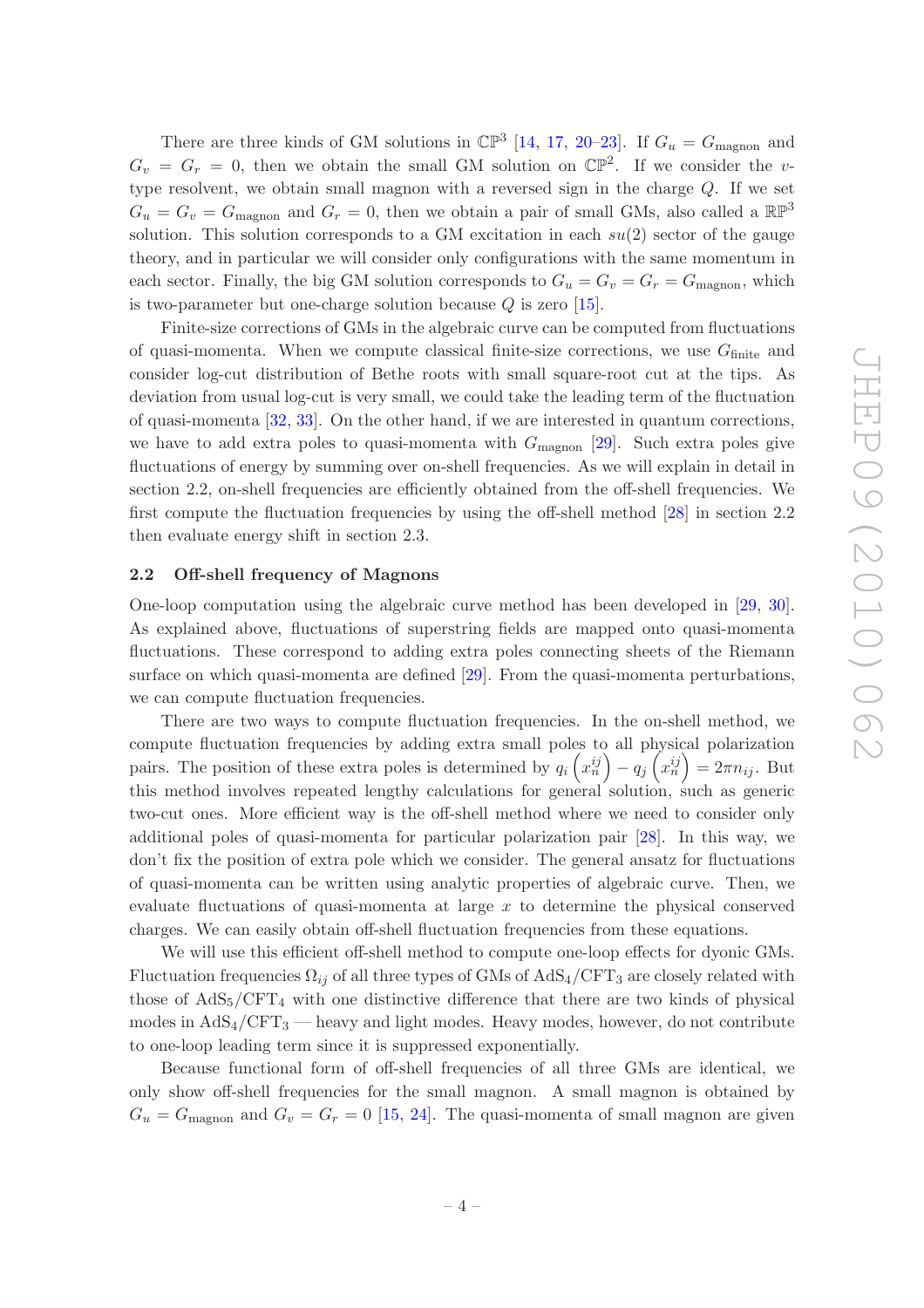There are three kinds of GM solutions in $\mathbb{CP}^3$ [14, 17, 20–23]. If $G_u = G_{\text{magnon}}$ and $G_v = G_r = 0$, then we obtain the small GM solution on $\mathbb{CP}^2$. If we consider the $v$-type resolvent, we obtain small magnon with a reversed sign in the charge $Q$. If we set $G_u = G_v = G_{\text{magnon}}$ and $G_r = 0$, then we obtain a pair of small GMs, also called a $\mathbb{RP}^3$ solution. This solution corresponds to a GM excitation in each $su(2)$ sector of the gauge theory, and in particular we will consider only configurations with the same momentum in each sector. Finally, the big GM solution corresponds to $G_u = G_v = G_r = G_{\text{magnon}}$, which is two-parameter but one-charge solution because $Q$ is zero [15].

Finite-size corrections of GMs in the algebraic curve can be computed from fluctuations of quasi-momenta. When we compute classical finite-size corrections, we use $G_{\text{finite}}$ and consider log-cut distribution of Bethe roots with small square-root cut at the tips. As deviation from usual log-cut is very small, we could take the leading term of the fluctuation of quasi-momenta [32, 33]. On the other hand, if we are interested in quantum corrections, we have to add extra poles to quasi-momenta with $G_{\text{magnon}}$ [29]. Such extra poles give fluctuations of energy by summing over on-shell frequencies. As we will explain in detail in section 2.2, on-shell frequencies are efficiently obtained from the off-shell frequencies. We first compute the fluctuation frequencies by using the off-shell method [28] in section 2.2 then evaluate energy shift in section 2.3.

### 2.2 Off-shell frequency of Magnons

One-loop computation using the algebraic curve method has been developed in [29, 30]. As explained above, fluctuations of superstring fields are mapped onto quasi-momenta fluctuations. These correspond to adding extra poles connecting sheets of the Riemann surface on which quasi-momenta are defined [29]. From the quasi-momenta perturbations, we can compute fluctuation frequencies.

There are two ways to compute fluctuation frequencies. In the on-shell method, we compute fluctuation frequencies by adding extra small poles to all physical polarization pairs. The position of these extra poles is determined by $q_i\left(x_n^{ij}\right) - q_j\left(x_n^{ij}\right) = 2\pi n_{ij}$. But this method involves repeated lengthy calculations for general solution, such as generic two-cut ones. More efficient way is the off-shell method where we need to consider only additional poles of quasi-momenta for particular polarization pair [28]. In this way, we don't fix the position of extra pole which we consider. The general ansatz for fluctuations of quasi-momenta can be written using analytic properties of algebraic curve. Then, we evaluate fluctuations of quasi-momenta at large $x$ to determine the physical conserved charges. We can easily obtain off-shell fluctuation frequencies from these equations.

We will use this efficient off-shell method to compute one-loop effects for dyonic GMs. Fluctuation frequencies $\Omega_{ij}$ of all three types of GMs of $\text{AdS}_4/\text{CFT}_3$ are closely related with those of $\text{AdS}_5/\text{CFT}_4$ with one distinctive difference that there are two kinds of physical modes in $\text{AdS}_4/\text{CFT}_3$ — heavy and light modes. Heavy modes, however, do not contribute to one-loop leading term since it is suppressed exponentially.

Because functional form of off-shell frequencies of all three GMs are identical, we only show off-shell frequencies for the small magnon. A small magnon is obtained by $G_u = G_{\text{magnon}}$ and $G_v = G_r = 0$ [15, 24]. The quasi-momenta of small magnon are given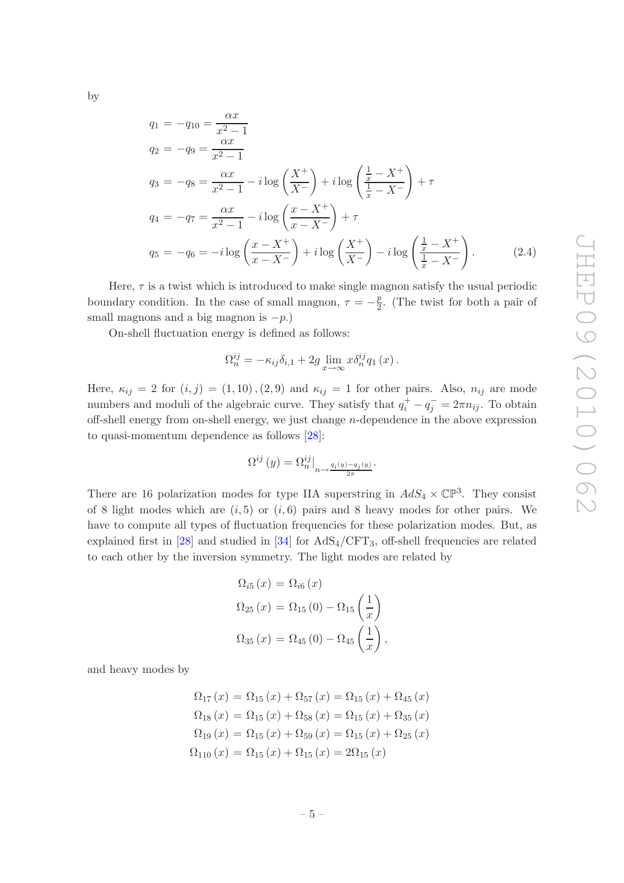by

$$
\begin{aligned}
q_1 &= -q_{10} = \frac{\alpha x}{x^2-1} \\
q_2 &= -q_9 = \frac{\alpha x}{x^2-1} \\
q_3 &= -q_8 = \frac{\alpha x}{x^2-1} - i\log\left(\frac{X^+}{X^-}\right) + i\log\left(\frac{\frac{1}{x}-X^+}{\frac{1}{x}-X^-}\right) + \tau \\
q_4 &= -q_7 = \frac{\alpha x}{x^2-1} - i\log\left(\frac{x-X^+}{x-X^-}\right) + \tau \\
q_5 &= -q_6 = -i\log\left(\frac{x-X^+}{x-X^-}\right) + i\log\left(\frac{X^+}{X^-}\right) - i\log\left(\frac{\frac{1}{x}-X^+}{\frac{1}{x}-X^-}\right).
\end{aligned}
\tag{2.4}
$$

Here, $\tau$ is a twist which is introduced to make single magnon satisfy the usual periodic boundary condition. In the case of small magnon, $\tau = -\frac{p}{2}$. (The twist for both a pair of small magnons and a big magnon is $-p$.)

On-shell fluctuation energy is defined as follows:

$$
\Omega_n^{ij} = -\kappa_{ij}\delta_{i,1} + 2g\lim_{x\to\infty} x\delta_n^{ij} q_1(x).
$$

Here, $\kappa_{ij} = 2$ for $(i,j) = (1,10),(2,9)$ and $\kappa_{ij} = 1$ for other pairs. Also, $n_{ij}$ are mode numbers and moduli of the algebraic curve. They satisfy that $q_i^+ - q_j^- = 2\pi n_{ij}$. To obtain off-shell energy from on-shell energy, we just change $n$-dependence in the above expression to quasi-momentum dependence as follows [28]:

$$
\Omega^{ij}(y) = \Omega_n^{ij}\big|_{n\to\frac{q_i(y)-q_j(y)}{2\pi}}.
$$

There are 16 polarization modes for type IIA superstring in $AdS_4\times\mathbb{CP}^3$. They consist of 8 light modes which are $(i,5)$ or $(i,6)$ pairs and 8 heavy modes for other pairs. We have to compute all types of fluctuation frequencies for these polarization modes. But, as explained first in [28] and studied in [34] for AdS$_4$/CFT$_3$, off-shell frequencies are related to each other by the inversion symmetry. The light modes are related by

$$
\begin{aligned}
\Omega_{i5}(x) &= \Omega_{i6}(x) \\
\Omega_{25}(x) &= \Omega_{15}(0) - \Omega_{15}\left(\frac{1}{x}\right) \\
\Omega_{35}(x) &= \Omega_{45}(0) - \Omega_{45}\left(\frac{1}{x}\right),
\end{aligned}
$$

and heavy modes by

$$
\begin{aligned}
\Omega_{17}(x) &= \Omega_{15}(x) + \Omega_{57}(x) = \Omega_{15}(x) + \Omega_{45}(x) \\
\Omega_{18}(x) &= \Omega_{15}(x) + \Omega_{58}(x) = \Omega_{15}(x) + \Omega_{35}(x) \\
\Omega_{19}(x) &= \Omega_{15}(x) + \Omega_{59}(x) = \Omega_{15}(x) + \Omega_{25}(x) \\
\Omega_{110}(x) &= \Omega_{15}(x) + \Omega_{15}(x) = 2\Omega_{15}(x)
\end{aligned}
$$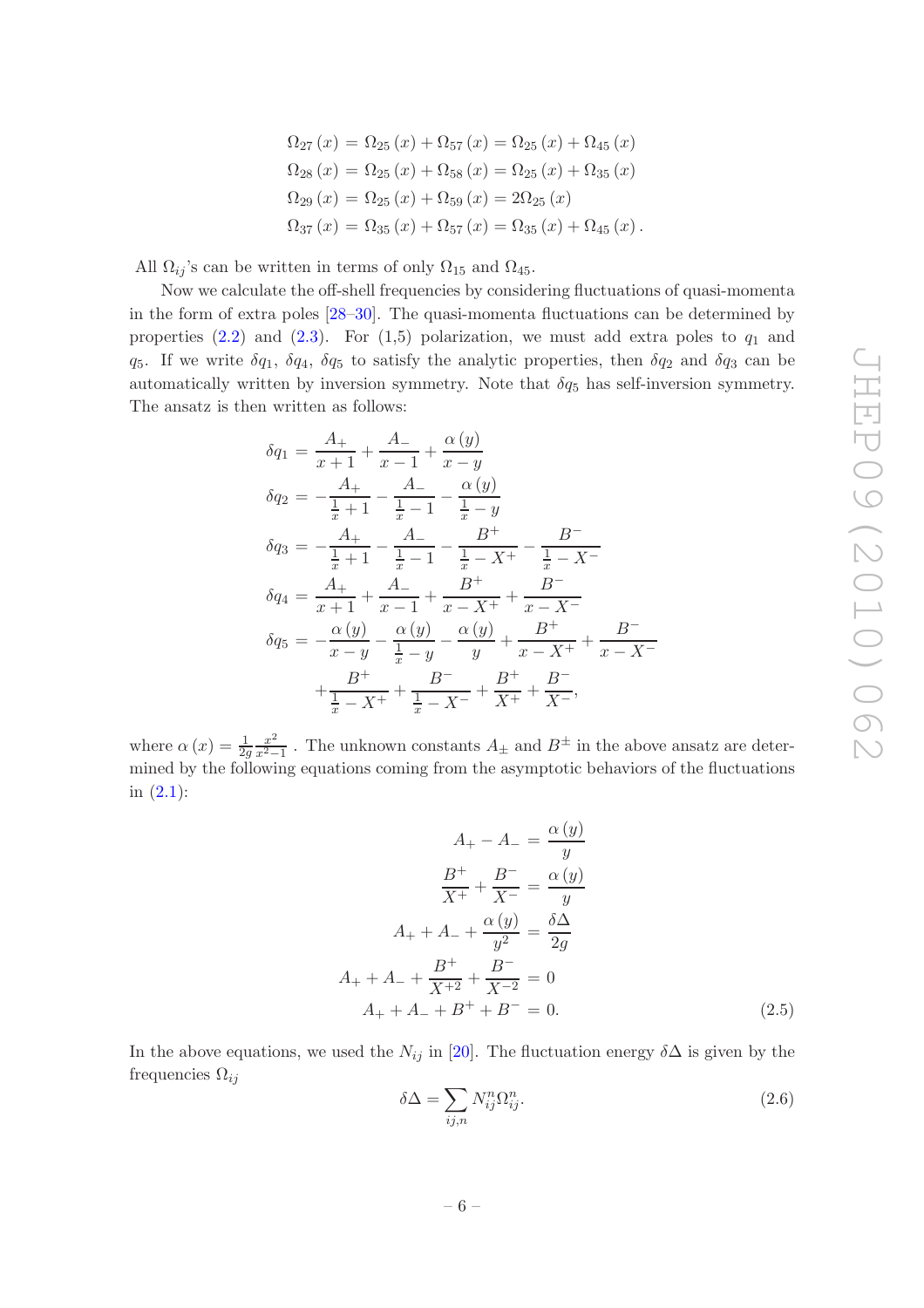$$
\begin{aligned}
\Omega_{27}(x) &= \Omega_{25}(x) + \Omega_{57}(x) = \Omega_{25}(x) + \Omega_{45}(x) \\
\Omega_{28}(x) &= \Omega_{25}(x) + \Omega_{58}(x) = \Omega_{25}(x) + \Omega_{35}(x) \\
\Omega_{29}(x) &= \Omega_{25}(x) + \Omega_{59}(x) = 2\Omega_{25}(x) \\
\Omega_{37}(x) &= \Omega_{35}(x) + \Omega_{57}(x) = \Omega_{35}(x) + \Omega_{45}(x).
\end{aligned}
$$

All $\Omega_{ij}$'s can be written in terms of only $\Omega_{15}$ and $\Omega_{45}$.

Now we calculate the off-shell frequencies by considering fluctuations of quasi-momenta in the form of extra poles [28–30]. The quasi-momenta fluctuations can be determined by properties (2.2) and (2.3). For (1,5) polarization, we must add extra poles to $q_1$ and $q_5$. If we write $\delta q_1$, $\delta q_4$, $\delta q_5$ to satisfy the analytic properties, then $\delta q_2$ and $\delta q_3$ can be automatically written by inversion symmetry. Note that $\delta q_5$ has self-inversion symmetry. The ansatz is then written as follows:

$$
\begin{aligned}
\delta q_1 &= \frac{A_+}{x+1} + \frac{A_-}{x-1} + \frac{\alpha(y)}{x-y} \\
\delta q_2 &= -\frac{A_+}{\frac{1}{x}+1} - \frac{A_-}{\frac{1}{x}-1} - \frac{\alpha(y)}{\frac{1}{x}-y} \\
\delta q_3 &= -\frac{A_+}{\frac{1}{x}+1} - \frac{A_-}{\frac{1}{x}-1} - \frac{B^+}{\frac{1}{x}-X^+} - \frac{B^-}{\frac{1}{x}-X^-} \\
\delta q_4 &= \frac{A_+}{x+1} + \frac{A_-}{x-1} + \frac{B^+}{x-X^+} + \frac{B^-}{x-X^-} \\
\delta q_5 &= -\frac{\alpha(y)}{x-y} - \frac{\alpha(y)}{\frac{1}{x}-y} - \frac{\alpha(y)}{y} + \frac{B^+}{x-X^+} + \frac{B^-}{x-X^-} \\
&\quad + \frac{B^+}{\frac{1}{x}-X^+} + \frac{B^-}{\frac{1}{x}-X^-} + \frac{B^+}{X^+} + \frac{B^-}{X^-},
\end{aligned}
$$

where $\alpha(x) = \frac{1}{2g}\frac{x^2}{x^2-1}$ . The unknown constants $A_\pm$ and $B^\pm$ in the above ansatz are determined by the following equations coming from the asymptotic behaviors of the fluctuations in (2.1):

$$
\begin{aligned}
A_+ - A_- &= \frac{\alpha(y)}{y} \\
\frac{B^+}{X^+} + \frac{B^-}{X^-} &= \frac{\alpha(y)}{y} \\
A_+ + A_- + \frac{\alpha(y)}{y^2} &= \frac{\delta\Delta}{2g} \\
A_+ + A_- + \frac{B^+}{X^{+2}} + \frac{B^-}{X^{-2}} &= 0 \\
A_+ + A_- + B^+ + B^- &= 0.
\end{aligned}
\tag{2.5}
$$

In the above equations, we used the $N_{ij}$ in [20]. The fluctuation energy $\delta\Delta$ is given by the frequencies $\Omega_{ij}$

$$
\delta\Delta = \sum_{ij,n} N_{ij}^n \Omega_{ij}^n. \tag{2.6}
$$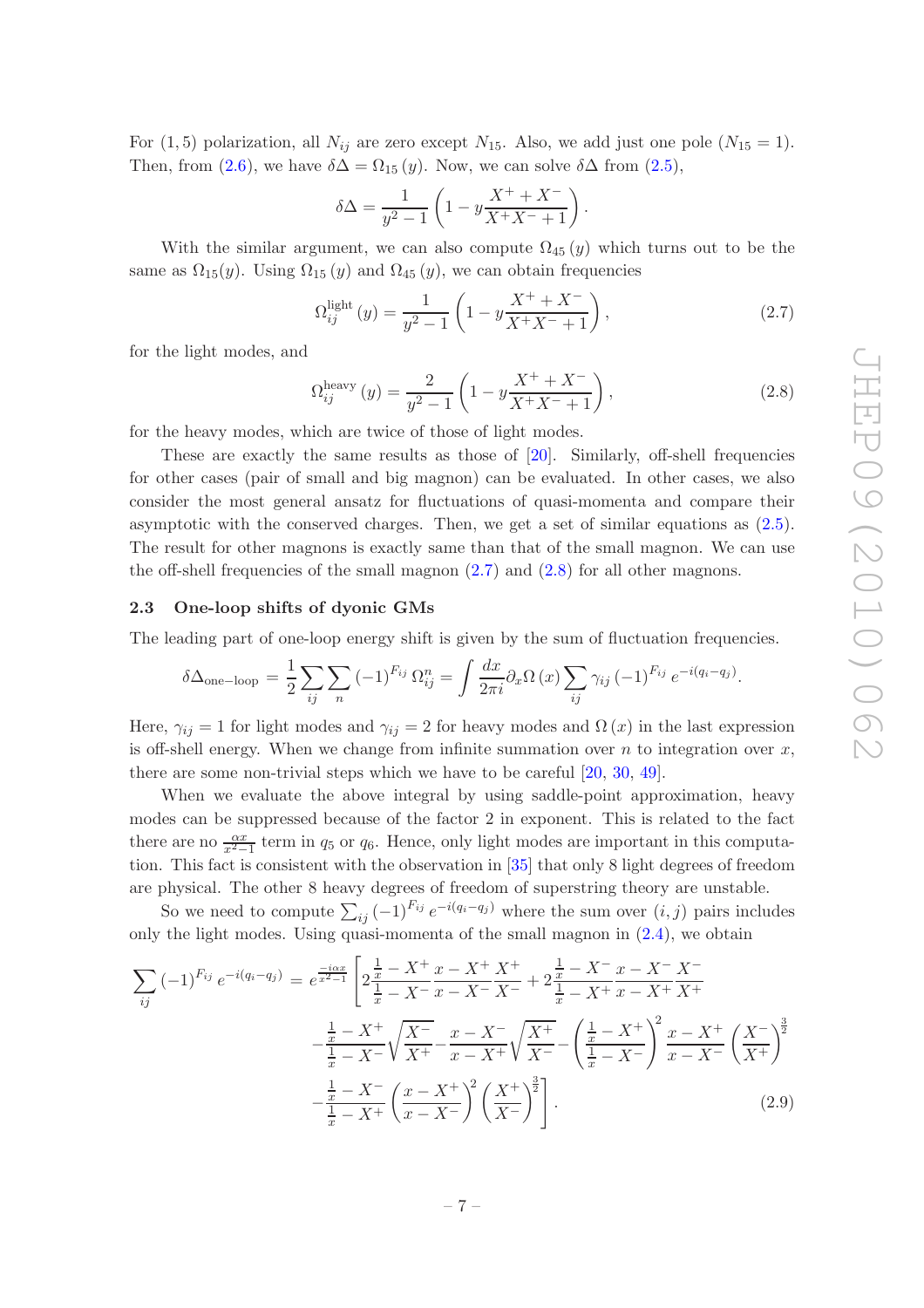For $(1,5)$ polarization, all $N_{ij}$ are zero except $N_{15}$. Also, we add just one pole ($N_{15} = 1$). Then, from (2.6), we have $\delta\Delta = \Omega_{15}(y)$. Now, we can solve $\delta\Delta$ from (2.5),

$$\delta\Delta = \frac{1}{y^2-1}\left(1 - y\frac{X^+ + X^-}{X^+X^-+1}\right).$$

With the similar argument, we can also compute $\Omega_{45}(y)$ which turns out to be the same as $\Omega_{15}(y)$. Using $\Omega_{15}(y)$ and $\Omega_{45}(y)$, we can obtain frequencies

$$\Omega_{ij}^{\text{light}}(y) = \frac{1}{y^2-1}\left(1 - y\frac{X^+ + X^-}{X^+X^-+1}\right), \tag{2.7}$$

for the light modes, and

$$\Omega_{ij}^{\text{heavy}}(y) = \frac{2}{y^2-1}\left(1 - y\frac{X^+ + X^-}{X^+X^-+1}\right), \tag{2.8}$$

for the heavy modes, which are twice of those of light modes.

These are exactly the same results as those of [20]. Similarly, off-shell frequencies for other cases (pair of small and big magnon) can be evaluated. In other cases, we also consider the most general ansatz for fluctuations of quasi-momenta and compare their asymptotic with the conserved charges. Then, we get a set of similar equations as (2.5). The result for other magnons is exactly same than that of the small magnon. We can use the off-shell frequencies of the small magnon (2.7) and (2.8) for all other magnons.

### 2.3 One-loop shifts of dyonic GMs

The leading part of one-loop energy shift is given by the sum of fluctuation frequencies.

$$\delta\Delta_{\text{one-loop}} = \frac{1}{2}\sum_{ij}\sum_{n}(-1)^{F_{ij}}\,\Omega_{ij}^{n} = \int\frac{dx}{2\pi i}\partial_x\Omega(x)\sum_{ij}\gamma_{ij}(-1)^{F_{ij}}\,e^{-i(q_i-q_j)}.$$

Here, $\gamma_{ij} = 1$ for light modes and $\gamma_{ij} = 2$ for heavy modes and $\Omega(x)$ in the last expression is off-shell energy. When we change from infinite summation over $n$ to integration over $x$, there are some non-trivial steps which we have to be careful [20, 30, 49].

When we evaluate the above integral by using saddle-point approximation, heavy modes can be suppressed because of the factor 2 in exponent. This is related to the fact there are no $\frac{\alpha x}{x^2-1}$ term in $q_5$ or $q_6$. Hence, only light modes are important in this computation. This fact is consistent with the observation in [35] that only 8 light degrees of freedom are physical. The other 8 heavy degrees of freedom of superstring theory are unstable.

So we need to compute $\sum_{ij}(-1)^{F_{ij}}\,e^{-i(q_i-q_j)}$ where the sum over $(i,j)$ pairs includes only the light modes. Using quasi-momenta of the small magnon in (2.4), we obtain

$$\begin{aligned}
\sum_{ij}(-1)^{F_{ij}}\,e^{-i(q_i-q_j)} = e^{\frac{-i\alpha x}{x^2-1}}\Bigg[&2\frac{\frac{1}{x}-X^+}{\frac{1}{x}-X^-}\frac{x-X^+}{x-X^-}\frac{X^+}{X^-} + 2\frac{\frac{1}{x}-X^-}{\frac{1}{x}-X^+}\frac{x-X^-}{x-X^+}\frac{X^-}{X^+}\\
&-\frac{\frac{1}{x}-X^+}{\frac{1}{x}-X^-}\sqrt{\frac{X^-}{X^+}} - \frac{x-X^-}{x-X^+}\sqrt{\frac{X^+}{X^-}} - \left(\frac{\frac{1}{x}-X^+}{\frac{1}{x}-X^-}\right)^2\frac{x-X^+}{x-X^-}\left(\frac{X^-}{X^+}\right)^{\frac{3}{2}}\\
&-\frac{\frac{1}{x}-X^-}{\frac{1}{x}-X^+}\left(\frac{x-X^+}{x-X^-}\right)^2\left(\frac{X^+}{X^-}\right)^{\frac{3}{2}}\Bigg].
\end{aligned} \tag{2.9}$$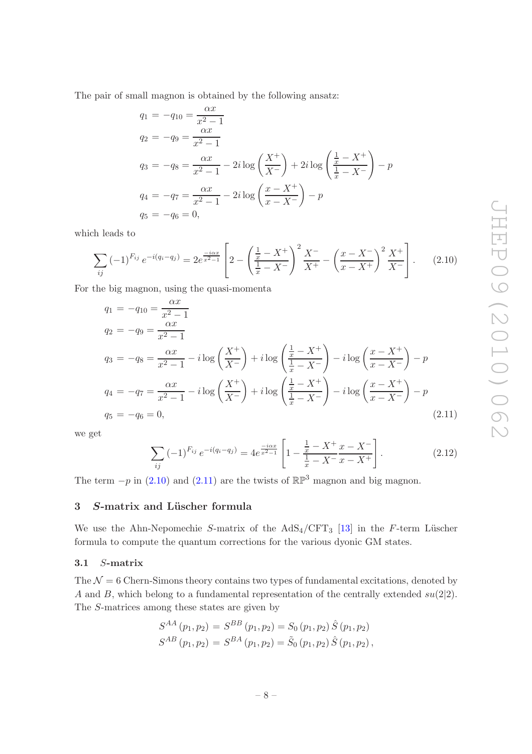The pair of small magnon is obtained by the following ansatz:

$$
\begin{aligned}
q_1 &= -q_{10} = \frac{\alpha x}{x^2-1} \\
q_2 &= -q_9 = \frac{\alpha x}{x^2-1} \\
q_3 &= -q_8 = \frac{\alpha x}{x^2-1} - 2i\log\left(\frac{X^+}{X^-}\right) + 2i\log\left(\frac{\frac{1}{x}-X^+}{\frac{1}{x}-X^-}\right) - p \\
q_4 &= -q_7 = \frac{\alpha x}{x^2-1} - 2i\log\left(\frac{x-X^+}{x-X^-}\right) - p \\
q_5 &= -q_6 = 0,
\end{aligned}
$$

which leads to

$$
\sum_{ij} (-1)^{F_{ij}} e^{-i(q_i-q_j)} = 2e^{\frac{-i\alpha x}{x^2-1}} \left[2 - \left(\frac{\frac{1}{x}-X^+}{\frac{1}{x}-X^-}\right)^2 \frac{X^-}{X^+} - \left(\frac{x-X^-}{x-X^+}\right)^2 \frac{X^+}{X^-}\right]. \tag{2.10}
$$

For the big magnon, using the quasi-momenta

$$
\begin{aligned}
q_1 &= -q_{10} = \frac{\alpha x}{x^2-1} \\
q_2 &= -q_9 = \frac{\alpha x}{x^2-1} \\
q_3 &= -q_8 = \frac{\alpha x}{x^2-1} - i\log\left(\frac{X^+}{X^-}\right) + i\log\left(\frac{\frac{1}{x}-X^+}{\frac{1}{x}-X^-}\right) - i\log\left(\frac{x-X^+}{x-X^-}\right) - p \\
q_4 &= -q_7 = \frac{\alpha x}{x^2-1} - i\log\left(\frac{X^+}{X^-}\right) + i\log\left(\frac{\frac{1}{x}-X^+}{\frac{1}{x}-X^-}\right) - i\log\left(\frac{x-X^+}{x-X^-}\right) - p \\
q_5 &= -q_6 = 0,
\end{aligned} \tag{2.11}
$$

we get

$$
\sum_{ij} (-1)^{F_{ij}} e^{-i(q_i-q_j)} = 4e^{\frac{-i\alpha x}{x^2-1}} \left[1 - \frac{\frac{1}{x}-X^+}{\frac{1}{x}-X^-}\frac{x-X^-}{x-X^+}\right]. \tag{2.12}
$$

The term $-p$ in (2.10) and (2.11) are the twists of $\mathbb{RP}^3$ magnon and big magnon.

## 3 $S$-matrix and Lüscher formula

We use the Ahn-Nepomechie $S$-matrix of the $\mathrm{AdS}_4/\mathrm{CFT}_3$ [13] in the $F$-term Lüscher formula to compute the quantum corrections for the various dyonic GM states.

### 3.1 $S$-matrix

The $\mathcal{N}=6$ Chern-Simons theory contains two types of fundamental excitations, denoted by $A$ and $B$, which belong to a fundamental representation of the centrally extended $su(2|2)$. The $S$-matrices among these states are given by

$$
\begin{aligned}
S^{AA}(p_1,p_2) &= S^{BB}(p_1,p_2) = S_0(p_1,p_2)\,\hat{S}(p_1,p_2) \\
S^{AB}(p_1,p_2) &= S^{BA}(p_1,p_2) = \tilde{S}_0(p_1,p_2)\,\hat{S}(p_1,p_2),
\end{aligned}
$$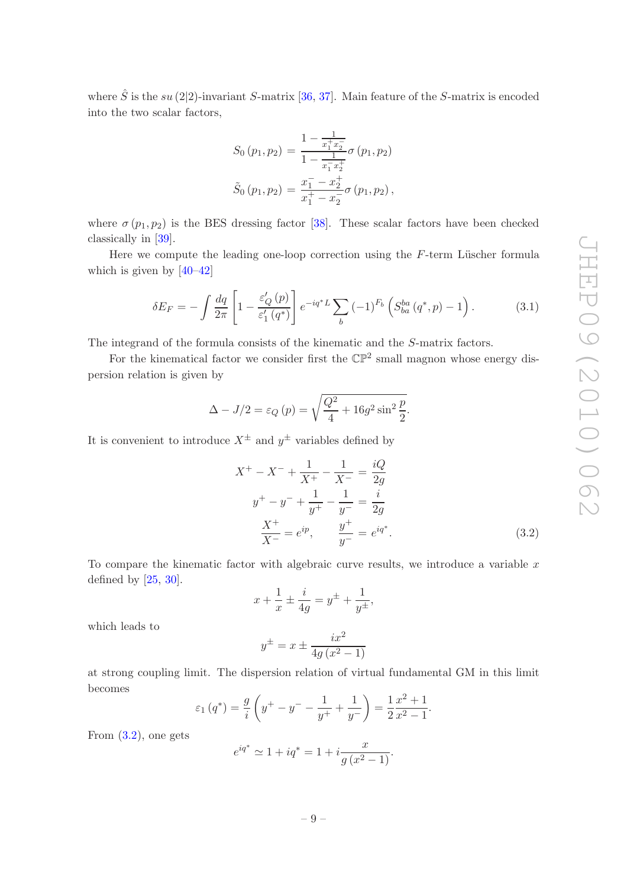where $\hat{S}$ is the $su(2|2)$-invariant $S$-matrix [36, 37]. Main feature of the $S$-matrix is encoded into the two scalar factors,

$$S_0(p_1, p_2) = \frac{1 - \frac{1}{x_1^+ x_2^-}}{1 - \frac{1}{x_1^- x_2^+}} \sigma(p_1, p_2)$$

$$\tilde{S}_0(p_1, p_2) = \frac{x_1^- - x_2^+}{x_1^+ - x_2^-} \sigma(p_1, p_2),$$

where $\sigma(p_1, p_2)$ is the BES dressing factor [38]. These scalar factors have been checked classically in [39].

Here we compute the leading one-loop correction using the $F$-term Lüscher formula which is given by [40–42]

$$\delta E_F = -\int \frac{dq}{2\pi} \left[1 - \frac{\varepsilon_Q'(p)}{\varepsilon_1'(q^*)}\right] e^{-iq^* L} \sum_b (-1)^{F_b} \left(S_{ba}^{ba}(q^*, p) - 1\right). \tag{3.1}$$

The integrand of the formula consists of the kinematic and the $S$-matrix factors.

For the kinematical factor we consider first the $\mathbb{CP}^2$ small magnon whose energy dispersion relation is given by

$$\Delta - J/2 = \varepsilon_Q(p) = \sqrt{\frac{Q^2}{4} + 16 g^2 \sin^2 \frac{p}{2}}.$$

It is convenient to introduce $X^{\pm}$ and $y^{\pm}$ variables defined by

$$X^+ - X^- + \frac{1}{X^+} - \frac{1}{X^-} = \frac{iQ}{2g}$$

$$y^+ - y^- + \frac{1}{y^+} - \frac{1}{y^-} = \frac{i}{2g}$$

$$\frac{X^+}{X^-} = e^{ip}, \qquad \frac{y^+}{y^-} = e^{iq^*}. \tag{3.2}$$

To compare the kinematic factor with algebraic curve results, we introduce a variable $x$ defined by [25, 30].

$$x + \frac{1}{x} \pm \frac{i}{4g} = y^{\pm} + \frac{1}{y^{\pm}},$$

which leads to

$$y^{\pm} = x \pm \frac{ix^2}{4g(x^2 - 1)}$$

at strong coupling limit. The dispersion relation of virtual fundamental GM in this limit becomes

$$\varepsilon_1(q^*) = \frac{g}{i}\left(y^+ - y^- - \frac{1}{y^+} + \frac{1}{y^-}\right) = \frac{1}{2}\frac{x^2 + 1}{x^2 - 1}.$$

From (3.2), one gets

$$e^{iq^*} \simeq 1 + iq^* = 1 + i\frac{x}{g(x^2 - 1)}.$$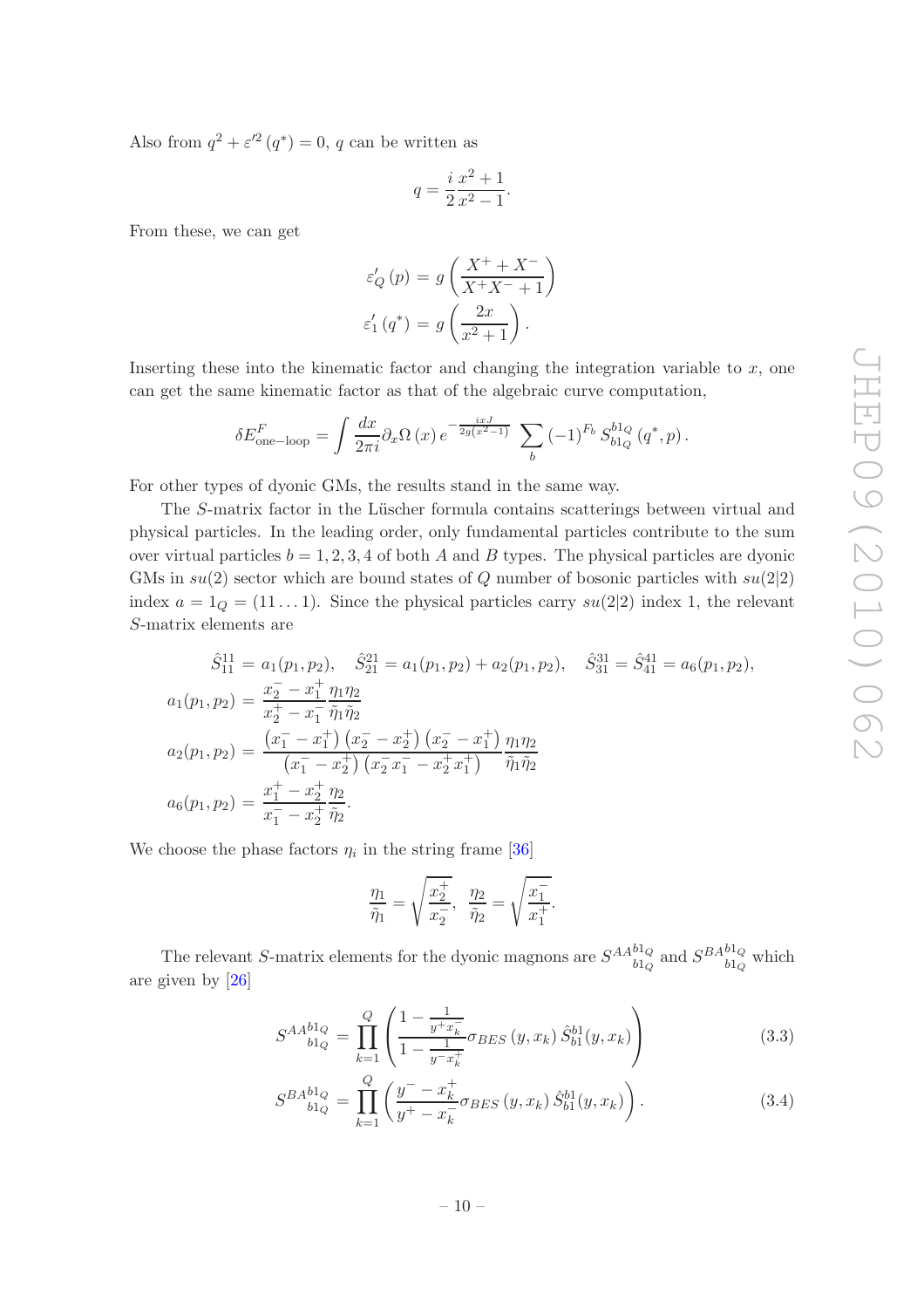Also from $q^2 + \varepsilon'^2 (q^*) = 0$, $q$ can be written as

$$q = \frac{i}{2} \frac{x^2+1}{x^2-1}.$$

From these, we can get

$$\varepsilon'_Q (p) = g \left( \frac{X^+ + X^-}{X^+ X^- + 1} \right)$$
$$\varepsilon'_1 (q^*) = g \left( \frac{2x}{x^2+1} \right).$$

Inserting these into the kinematic factor and changing the integration variable to $x$, one can get the same kinematic factor as that of the algebraic curve computation,

$$\delta E^F_{\text{one-loop}} = \int \frac{dx}{2\pi i} \partial_x \Omega(x)\, e^{-\frac{ixJ}{2g(x^2-1)}} \sum_b (-1)^{F_b} S^{b1_Q}_{b1_Q} (q^*, p).$$

For other types of dyonic GMs, the results stand in the same way.

The $S$-matrix factor in the Lüscher formula contains scatterings between virtual and physical particles. In the leading order, only fundamental particles contribute to the sum over virtual particles $b = 1, 2, 3, 4$ of both $A$ and $B$ types. The physical particles are dyonic GMs in $su(2)$ sector which are bound states of $Q$ number of bosonic particles with $su(2|2)$ index $a = 1_Q = (11 \ldots 1)$. Since the physical particles carry $su(2|2)$ index 1, the relevant $S$-matrix elements are

$$\hat{S}^{11}_{11} = a_1(p_1,p_2), \quad \hat{S}^{21}_{21} = a_1(p_1,p_2) + a_2(p_1,p_2), \quad \hat{S}^{31}_{31} = \hat{S}^{41}_{41} = a_6(p_1,p_2),$$
$$a_1(p_1,p_2) = \frac{x_2^- - x_1^+}{x_2^+ - x_1^-} \frac{\eta_1 \eta_2}{\tilde{\eta}_1 \tilde{\eta}_2}$$
$$a_2(p_1,p_2) = \frac{\left(x_1^- - x_1^+\right)\left(x_2^- - x_2^+\right)\left(x_2^- - x_1^+\right)}{\left(x_1^- - x_2^+\right)\left(x_2^- x_1^- - x_2^+ x_1^+\right)} \frac{\eta_1 \eta_2}{\tilde{\eta}_1 \tilde{\eta}_2}$$
$$a_6(p_1,p_2) = \frac{x_1^+ - x_2^+}{x_1^- - x_2^+} \frac{\eta_2}{\tilde{\eta}_2}.$$

We choose the phase factors $\eta_i$ in the string frame [36]

$$\frac{\eta_1}{\tilde{\eta}_1} = \sqrt{\frac{x_2^+}{x_2^-}}, \quad \frac{\eta_2}{\tilde{\eta}_2} = \sqrt{\frac{x_1^-}{x_1^+}}.$$

The relevant $S$-matrix elements for the dyonic magnons are $S^{AA}{}^{b1_Q}_{b1_Q}$ and $S^{BA}{}^{b1_Q}_{b1_Q}$ which are given by [26]

$$S^{AA}{}^{b1_Q}_{b1_Q} = \prod_{k=1}^{Q} \left( \frac{1 - \frac{1}{y^+ x_k^-}}{1 - \frac{1}{y^- x_k^+}} \sigma_{BES}(y, x_k)\, \hat{S}^{b1}_{b1}(y, x_k) \right) \tag{3.3}$$

$$S^{BA}{}^{b1_Q}_{b1_Q} = \prod_{k=1}^{Q} \left( \frac{y^- - x_k^+}{y^+ - x_k^-} \sigma_{BES}(y, x_k)\, \hat{S}^{b1}_{b1}(y, x_k) \right). \tag{3.4}$$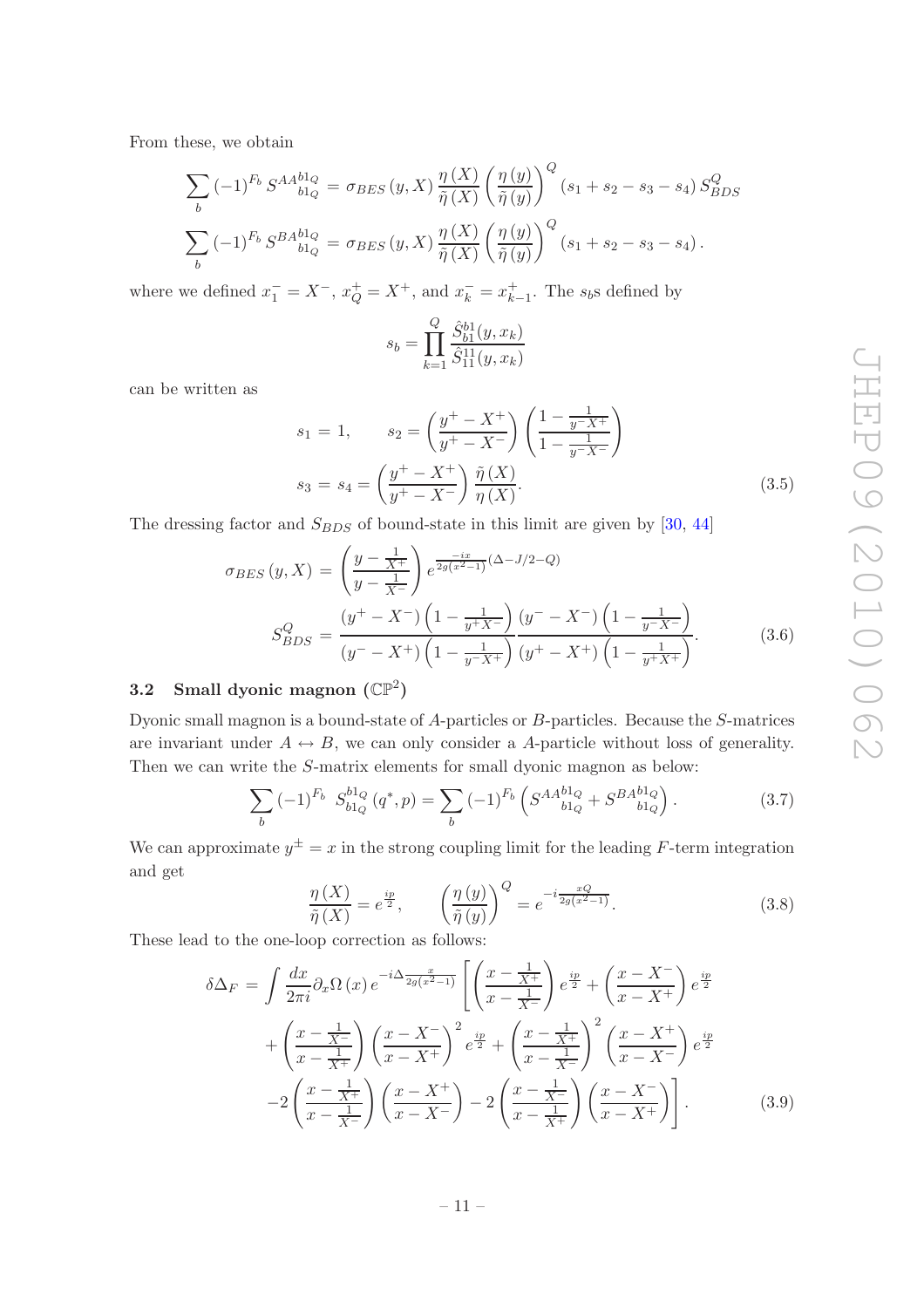From these, we obtain

$$\sum_b (-1)^{F_b} S^{AA}{}^{b1_Q}_{b1_Q} = \sigma_{BES}(y,X) \frac{\eta(X)}{\tilde{\eta}(X)} \left(\frac{\eta(y)}{\tilde{\eta}(y)}\right)^Q (s_1 + s_2 - s_3 - s_4) S^Q_{BDS}$$

$$\sum_b (-1)^{F_b} S^{BA}{}^{b1_Q}_{b1_Q} = \sigma_{BES}(y,X) \frac{\eta(X)}{\tilde{\eta}(X)} \left(\frac{\eta(y)}{\tilde{\eta}(y)}\right)^Q (s_1 + s_2 - s_3 - s_4).$$

where we defined $x_1^- = X^-$, $x_Q^+ = X^+$, and $x_k^- = x_{k-1}^+$. The $s_b$s defined by

$$s_b = \prod_{k=1}^{Q} \frac{\hat{S}^{b1}_{b1}(y, x_k)}{\hat{S}^{11}_{11}(y, x_k)}$$

can be written as

$$s_1 = 1, \qquad s_2 = \left(\frac{y^+ - X^+}{y^+ - X^-}\right)\left(\frac{1 - \frac{1}{y^- X^+}}{1 - \frac{1}{y^- X^-}}\right)$$
$$s_3 = s_4 = \left(\frac{y^+ - X^+}{y^+ - X^-}\right)\frac{\tilde{\eta}(X)}{\eta(X)}. \tag{3.5}$$

The dressing factor and $S_{BDS}$ of bound-state in this limit are given by [30, 44]

$$\sigma_{BES}(y,X) = \left(\frac{y - \frac{1}{X^+}}{y - \frac{1}{X^-}}\right) e^{\frac{-ix}{2g(x^2-1)}(\Delta - J/2 - Q)}$$
$$S^Q_{BDS} = \frac{(y^+ - X^-)\left(1 - \frac{1}{y^+ X^-}\right)}{(y^- - X^+)\left(1 - \frac{1}{y^- X^+}\right)} \frac{(y^- - X^-)\left(1 - \frac{1}{y^- X^-}\right)}{(y^+ - X^+)\left(1 - \frac{1}{y^+ X^+}\right)}. \tag{3.6}$$

### 3.2 Small dyonic magnon ($\mathbb{CP}^2$)

Dyonic small magnon is a bound-state of $A$-particles or $B$-particles. Because the $S$-matrices are invariant under $A \leftrightarrow B$, we can only consider a $A$-particle without loss of generality. Then we can write the $S$-matrix elements for small dyonic magnon as below:

$$\sum_b (-1)^{F_b} \; S^{b1_Q}_{b1_Q}(q^*, p) = \sum_b (-1)^{F_b} \left(S^{AA}{}^{b1_Q}_{b1_Q} + S^{BA}{}^{b1_Q}_{b1_Q}\right). \tag{3.7}$$

We can approximate $y^\pm = x$ in the strong coupling limit for the leading $F$-term integration and get

$$\frac{\eta(X)}{\tilde{\eta}(X)} = e^{\frac{ip}{2}}, \qquad \left(\frac{\eta(y)}{\tilde{\eta}(y)}\right)^Q = e^{-i\frac{xQ}{2g(x^2-1)}}. \tag{3.8}$$

These lead to the one-loop correction as follows:

$$\begin{aligned}
\delta\Delta_F = \int \frac{dx}{2\pi i} \partial_x \Omega(x)\, e^{-i\Delta\frac{x}{2g(x^2-1)}} \Bigg[ &\left(\frac{x - \frac{1}{X^+}}{x - \frac{1}{X^-}}\right) e^{\frac{ip}{2}} + \left(\frac{x - X^-}{x - X^+}\right) e^{\frac{ip}{2}} \\
&+ \left(\frac{x - \frac{1}{X^-}}{x - \frac{1}{X^+}}\right)\left(\frac{x - X^-}{x - X^+}\right)^2 e^{\frac{ip}{2}} + \left(\frac{x - \frac{1}{X^+}}{x - \frac{1}{X^-}}\right)^2 \left(\frac{x - X^+}{x - X^-}\right) e^{\frac{ip}{2}} \\
&- 2\left(\frac{x - \frac{1}{X^+}}{x - \frac{1}{X^-}}\right)\left(\frac{x - X^+}{x - X^-}\right) - 2\left(\frac{x - \frac{1}{X^-}}{x - \frac{1}{X^+}}\right)\left(\frac{x - X^-}{x - X^+}\right)\Bigg].
\end{aligned} \tag{3.9}$$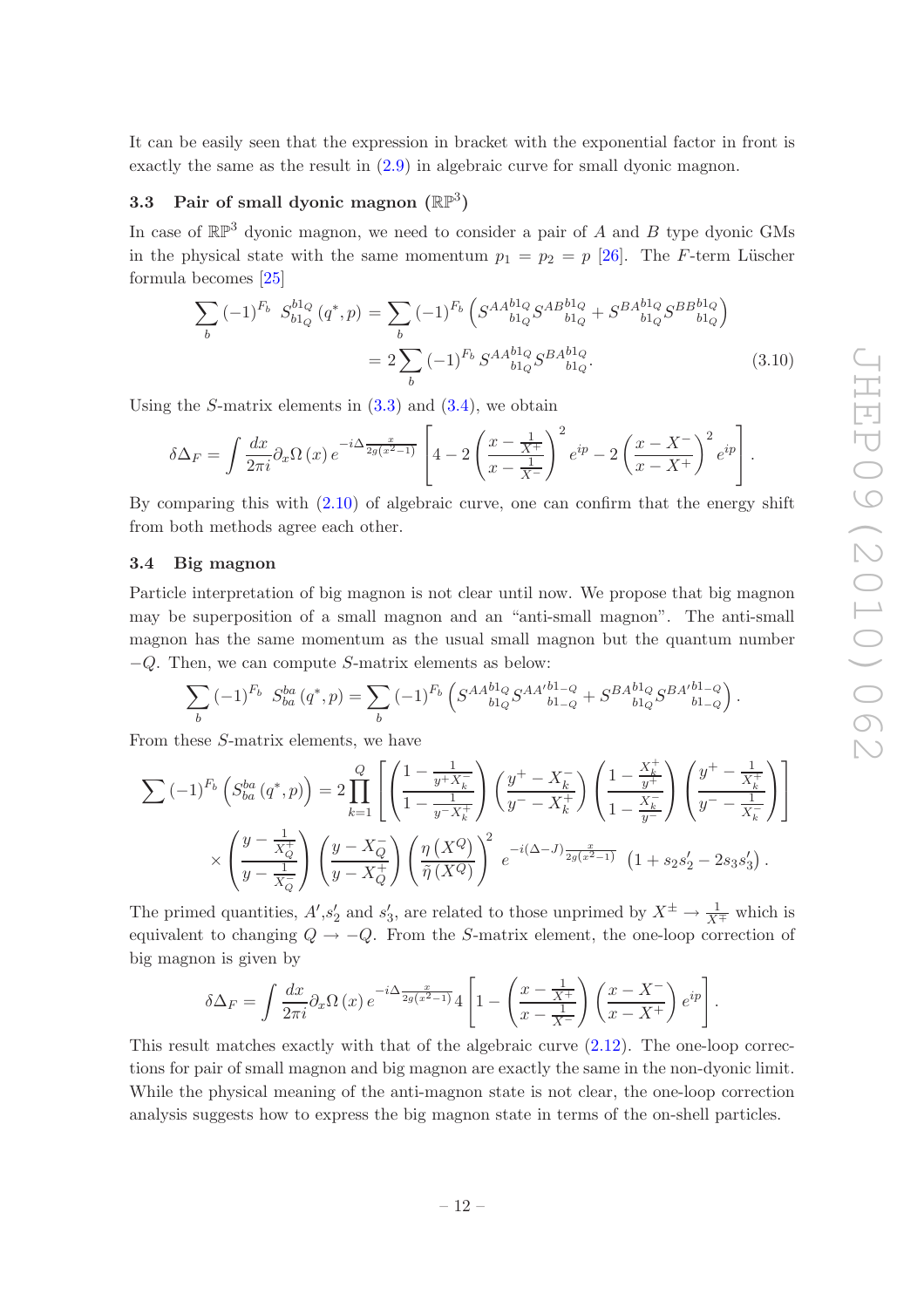It can be easily seen that the expression in bracket with the exponential factor in front is exactly the same as the result in (2.9) in algebraic curve for small dyonic magnon.

### 3.3 Pair of small dyonic magnon ($\mathbb{RP}^3$)

In case of $\mathbb{RP}^3$ dyonic magnon, we need to consider a pair of $A$ and $B$ type dyonic GMs in the physical state with the same momentum $p_1 = p_2 = p$ [26]. The $F$-term Lüscher formula becomes [25]

$$\sum_b (-1)^{F_b} \; S^{b1_Q}_{b1_Q}(q^*, p) = \sum_b (-1)^{F_b} \left( S^{AA\,b1_Q}_{\;\;\;\;b1_Q} S^{AB\,b1_Q}_{\;\;\;\;b1_Q} + S^{BA\,b1_Q}_{\;\;\;\;b1_Q} S^{BB\,b1_Q}_{\;\;\;\;b1_Q} \right)$$
$$= 2 \sum_b (-1)^{F_b} \; S^{AA\,b1_Q}_{\;\;\;\;b1_Q} S^{BA\,b1_Q}_{\;\;\;\;b1_Q}. \tag{3.10}$$

Using the $S$-matrix elements in (3.3) and (3.4), we obtain

$$\delta\Delta_F = \int \frac{dx}{2\pi i} \partial_x \Omega(x)\, e^{-i\Delta \frac{x}{2g(x^2-1)}} \left[ 4 - 2\left( \frac{x - \frac{1}{X^+}}{x - \frac{1}{X^-}} \right)^2 e^{ip} - 2\left( \frac{x - X^-}{x - X^+} \right)^2 e^{ip} \right].$$

By comparing this with (2.10) of algebraic curve, one can confirm that the energy shift from both methods agree each other.

### 3.4 Big magnon

Particle interpretation of big magnon is not clear until now. We propose that big magnon may be superposition of a small magnon and an "anti-small magnon". The anti-small magnon has the same momentum as the usual small magnon but the quantum number $-Q$. Then, we can compute $S$-matrix elements as below:

$$\sum_b (-1)^{F_b} \; S^{ba}_{ba}(q^*, p) = \sum_b (-1)^{F_b} \left( S^{AA\,b1_Q}_{\;\;\;\;b1_Q} S^{AA'\,b1_{-Q}}_{\;\;\;\;\;b1_{-Q}} + S^{BA\,b1_Q}_{\;\;\;\;b1_Q} S^{BA'\,b1_{-Q}}_{\;\;\;\;\;b1_{-Q}} \right).$$

From these $S$-matrix elements, we have

$$\sum (-1)^{F_b} \left( S^{ba}_{ba}(q^*, p) \right) = 2 \prod_{k=1}^{Q} \left[ \left( \frac{1 - \frac{1}{y^+ X_k^-}}{1 - \frac{1}{y^- X_k^+}} \right) \left( \frac{y^+ - X_k^-}{y^- - X_k^+} \right) \left( \frac{1 - \frac{X_k^+}{y^+}}{1 - \frac{X_k^-}{y^-}} \right) \left( \frac{y^+ - \frac{1}{X_k^+}}{y^- - \frac{1}{X_k^-}} \right) \right]$$
$$\times \left( \frac{y - \frac{1}{X_Q^+}}{y - \frac{1}{X_Q^-}} \right) \left( \frac{y - X_Q^-}{y - X_Q^+} \right) \left( \frac{\eta(X^Q)}{\tilde{\eta}(X^Q)} \right)^2 e^{-i(\Delta - J)\frac{x}{2g(x^2-1)}} \left( 1 + s_2 s_2' - 2 s_3 s_3' \right).$$

The primed quantities, $A'$,$s_2'$ and $s_3'$, are related to those unprimed by $X^\pm \to \frac{1}{X^\mp}$ which is equivalent to changing $Q \to -Q$. From the $S$-matrix element, the one-loop correction of big magnon is given by

$$\delta\Delta_F = \int \frac{dx}{2\pi i} \partial_x \Omega(x)\, e^{-i\Delta \frac{x}{2g(x^2-1)}} 4 \left[ 1 - \left( \frac{x - \frac{1}{X^+}}{x - \frac{1}{X^-}} \right) \left( \frac{x - X^-}{x - X^+} \right) e^{ip} \right].$$

This result matches exactly with that of the algebraic curve (2.12). The one-loop corrections for pair of small magnon and big magnon are exactly the same in the non-dyonic limit. While the physical meaning of the anti-magnon state is not clear, the one-loop correction analysis suggests how to express the big magnon state in terms of the on-shell particles.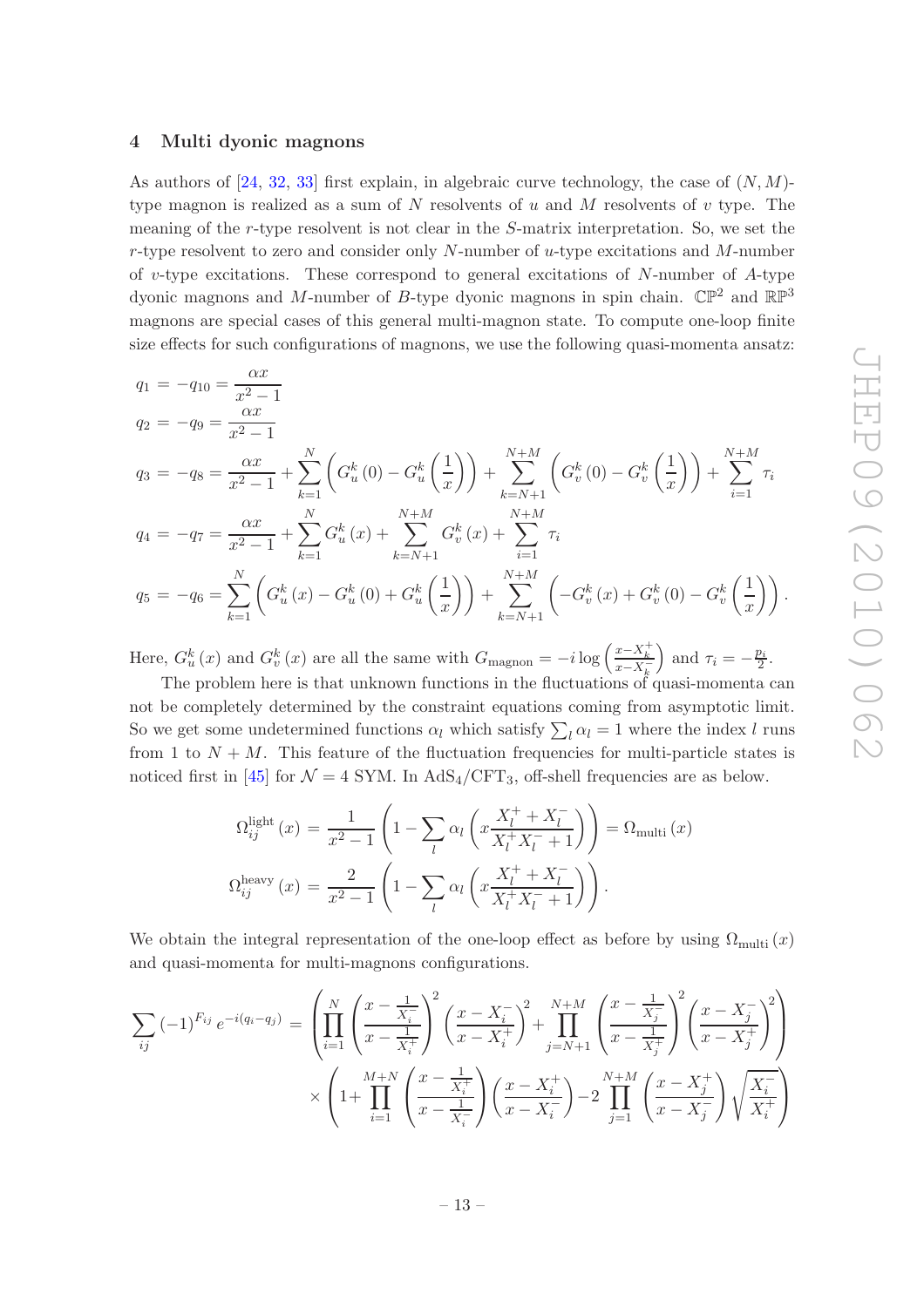## 4 Multi dyonic magnons

As authors of [24, 32, 33] first explain, in algebraic curve technology, the case of $(N, M)$-type magnon is realized as a sum of $N$ resolvents of $u$ and $M$ resolvents of $v$ type. The meaning of the $r$-type resolvent is not clear in the $S$-matrix interpretation. So, we set the $r$-type resolvent to zero and consider only $N$-number of $u$-type excitations and $M$-number of $v$-type excitations. These correspond to general excitations of $N$-number of $A$-type dyonic magnons and $M$-number of $B$-type dyonic magnons in spin chain. $\mathbb{CP}^2$ and $\mathbb{RP}^3$ magnons are special cases of this general multi-magnon state. To compute one-loop finite size effects for such configurations of magnons, we use the following quasi-momenta ansatz:

$$
\begin{aligned}
q_1 &= -q_{10} = \frac{\alpha x}{x^2-1} \\
q_2 &= -q_9 = \frac{\alpha x}{x^2-1} \\
q_3 &= -q_8 = \frac{\alpha x}{x^2-1} + \sum_{k=1}^{N}\left(G_u^k(0) - G_u^k\left(\frac{1}{x}\right)\right) + \sum_{k=N+1}^{N+M}\left(G_v^k(0) - G_v^k\left(\frac{1}{x}\right)\right) + \sum_{i=1}^{N+M}\tau_i \\
q_4 &= -q_7 = \frac{\alpha x}{x^2-1} + \sum_{k=1}^{N} G_u^k(x) + \sum_{k=N+1}^{N+M} G_v^k(x) + \sum_{i=1}^{N+M}\tau_i \\
q_5 &= -q_6 = \sum_{k=1}^{N}\left(G_u^k(x) - G_u^k(0) + G_u^k\left(\frac{1}{x}\right)\right) + \sum_{k=N+1}^{N+M}\left(-G_v^k(x) + G_v^k(0) - G_v^k\left(\frac{1}{x}\right)\right).
\end{aligned}
$$

Here, $G_u^k(x)$ and $G_v^k(x)$ are all the same with $G_{\text{magnon}} = -i\log\left(\frac{x-X_k^+}{x-X_k^-}\right)$ and $\tau_i = -\frac{p_i}{2}$.

The problem here is that unknown functions in the fluctuations of quasi-momenta can not be completely determined by the constraint equations coming from asymptotic limit. So we get some undetermined functions $\alpha_l$ which satisfy $\sum_l \alpha_l = 1$ where the index $l$ runs from 1 to $N+M$. This feature of the fluctuation frequencies for multi-particle states is noticed first in [45] for $\mathcal{N}=4$ SYM. In AdS$_4$/CFT$_3$, off-shell frequencies are as below.

$$
\begin{aligned}
\Omega_{ij}^{\text{light}}(x) &= \frac{1}{x^2-1}\left(1 - \sum_l \alpha_l\left(x\frac{X_l^+ + X_l^-}{X_l^+X_l^- + 1}\right)\right) = \Omega_{\text{multi}}(x) \\
\Omega_{ij}^{\text{heavy}}(x) &= \frac{2}{x^2-1}\left(1 - \sum_l \alpha_l\left(x\frac{X_l^+ + X_l^-}{X_l^+X_l^- + 1}\right)\right).
\end{aligned}
$$

We obtain the integral representation of the one-loop effect as before by using $\Omega_{\text{multi}}(x)$ and quasi-momenta for multi-magnons configurations.

$$
\begin{aligned}
\sum_{ij}(-1)^{F_{ij}}e^{-i(q_i-q_j)} = &\left(\prod_{i=1}^{N}\left(\frac{x-\frac{1}{X_i^-}}{x-\frac{1}{X_i^+}}\right)^2\left(\frac{x-X_i^-}{x-X_i^+}\right)^2 + \prod_{j=N+1}^{N+M}\left(\frac{x-\frac{1}{X_j^-}}{x-\frac{1}{X_j^+}}\right)^2\left(\frac{x-X_j^-}{x-X_j^+}\right)^2\right) \\
&\times\left(1 + \prod_{i=1}^{M+N}\left(\frac{x-\frac{1}{X_i^+}}{x-\frac{1}{X_i^-}}\right)\left(\frac{x-X_i^+}{x-X_i^-}\right) - 2\prod_{j=1}^{N+M}\left(\frac{x-X_j^+}{x-X_j^-}\right)\sqrt{\frac{X_i^-}{X_i^+}}\right)
\end{aligned}
$$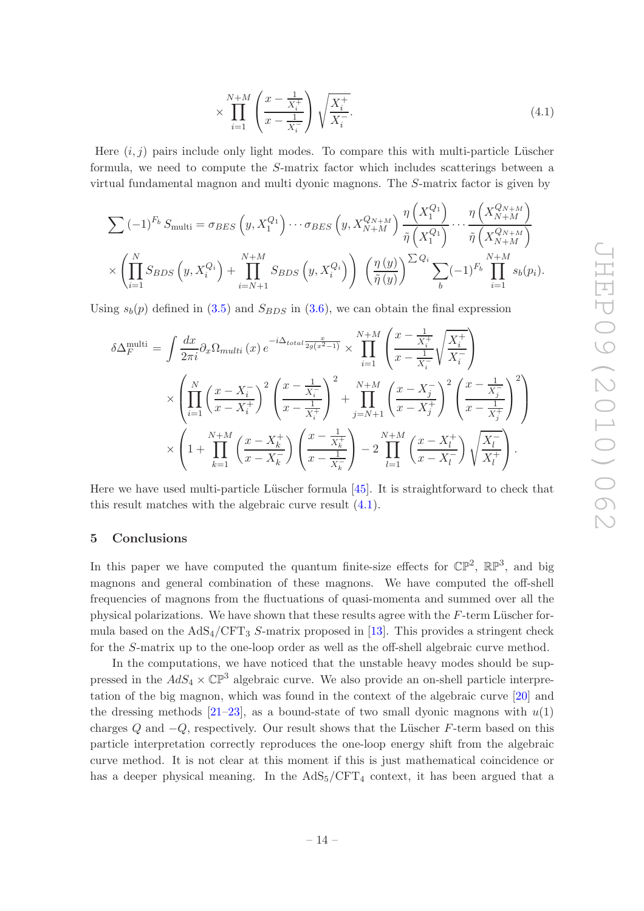$$
\times \prod_{i=1}^{N+M} \left( \frac{x - \frac{1}{X_i^+}}{x - \frac{1}{X_i^-}} \right) \sqrt{\frac{X_i^+}{X_i^-}}. \tag{4.1}
$$

Here $(i, j)$ pairs include only light modes. To compare this with multi-particle Lüscher formula, we need to compute the $S$-matrix factor which includes scatterings between a virtual fundamental magnon and multi dyonic magnons. The $S$-matrix factor is given by

$$
\sum (-1)^{F_b} S_{\text{multi}} = \sigma_{BES}\left(y, X_1^{Q_1}\right) \cdots \sigma_{BES}\left(y, X_{N+M}^{Q_{N+M}}\right) \frac{\eta\left(X_1^{Q_1}\right)}{\tilde{\eta}\left(X_1^{Q_1}\right)} \cdots \frac{\eta\left(X_{N+M}^{Q_{N+M}}\right)}{\tilde{\eta}\left(X_{N+M}^{Q_{N+M}}\right)}
$$
$$
\times \left( \prod_{i=1}^{N} S_{BDS}\left(y, X_i^{Q_i}\right) + \prod_{i=N+1}^{N+M} S_{BDS}\left(y, X_i^{Q_i}\right) \right) \left( \frac{\eta(y)}{\tilde{\eta}(y)} \right)^{\sum Q_i} \sum_b (-1)^{F_b} \prod_{i=1}^{N+M} s_b(p_i).
$$

Using $s_b(p)$ defined in (3.5) and $S_{BDS}$ in (3.6), we can obtain the final expression

$$
\delta\Delta_F^{\text{multi}} = \int \frac{dx}{2\pi i} \partial_x \Omega_{multi}(x)\, e^{-i\Delta_{total} \frac{x}{2g(x^2-1)}} \times \prod_{i=1}^{N+M} \left( \frac{x - \frac{1}{X_i^+}}{x - \frac{1}{X_i^-}} \sqrt{\frac{X_i^+}{X_i^-}} \right)
$$
$$
\times \left( \prod_{i=1}^{N} \left( \frac{x - X_i^-}{x - X_i^+} \right)^2 \left( \frac{x - \frac{1}{X_i^-}}{x - \frac{1}{X_i^+}} \right)^2 + \prod_{j=N+1}^{N+M} \left( \frac{x - X_j^-}{x - X_j^+} \right)^2 \left( \frac{x - \frac{1}{X_j^-}}{x - \frac{1}{X_j^+}} \right)^2 \right)
$$
$$
\times \left( 1 + \prod_{k=1}^{N+M} \left( \frac{x - X_k^+}{x - X_k^-} \right) \left( \frac{x - \frac{1}{X_k^+}}{x - \frac{1}{X_k^-}} \right) - 2 \prod_{l=1}^{N+M} \left( \frac{x - X_l^+}{x - X_l^-} \right) \sqrt{\frac{X_l^-}{X_l^+}} \right).
$$

Here we have used multi-particle Lüscher formula [45]. It is straightforward to check that this result matches with the algebraic curve result (4.1).

## 5 Conclusions

In this paper we have computed the quantum finite-size effects for $\mathbb{CP}^2$, $\mathbb{RP}^3$, and big magnons and general combination of these magnons. We have computed the off-shell frequencies of magnons from the fluctuations of quasi-momenta and summed over all the physical polarizations. We have shown that these results agree with the $F$-term Lüscher formula based on the $\mathrm{AdS}_4/\mathrm{CFT}_3$ $S$-matrix proposed in [13]. This provides a stringent check for the $S$-matrix up to the one-loop order as well as the off-shell algebraic curve method.

In the computations, we have noticed that the unstable heavy modes should be suppressed in the $AdS_4 \times \mathbb{CP}^3$ algebraic curve. We also provide an on-shell particle interpretation of the big magnon, which was found in the context of the algebraic curve [20] and the dressing methods [21–23], as a bound-state of two small dyonic magnons with $u(1)$ charges $Q$ and $-Q$, respectively. Our result shows that the Lüscher $F$-term based on this particle interpretation correctly reproduces the one-loop energy shift from the algebraic curve method. It is not clear at this moment if this is just mathematical coincidence or has a deeper physical meaning. In the $\mathrm{AdS}_5/\mathrm{CFT}_4$ context, it has been argued that a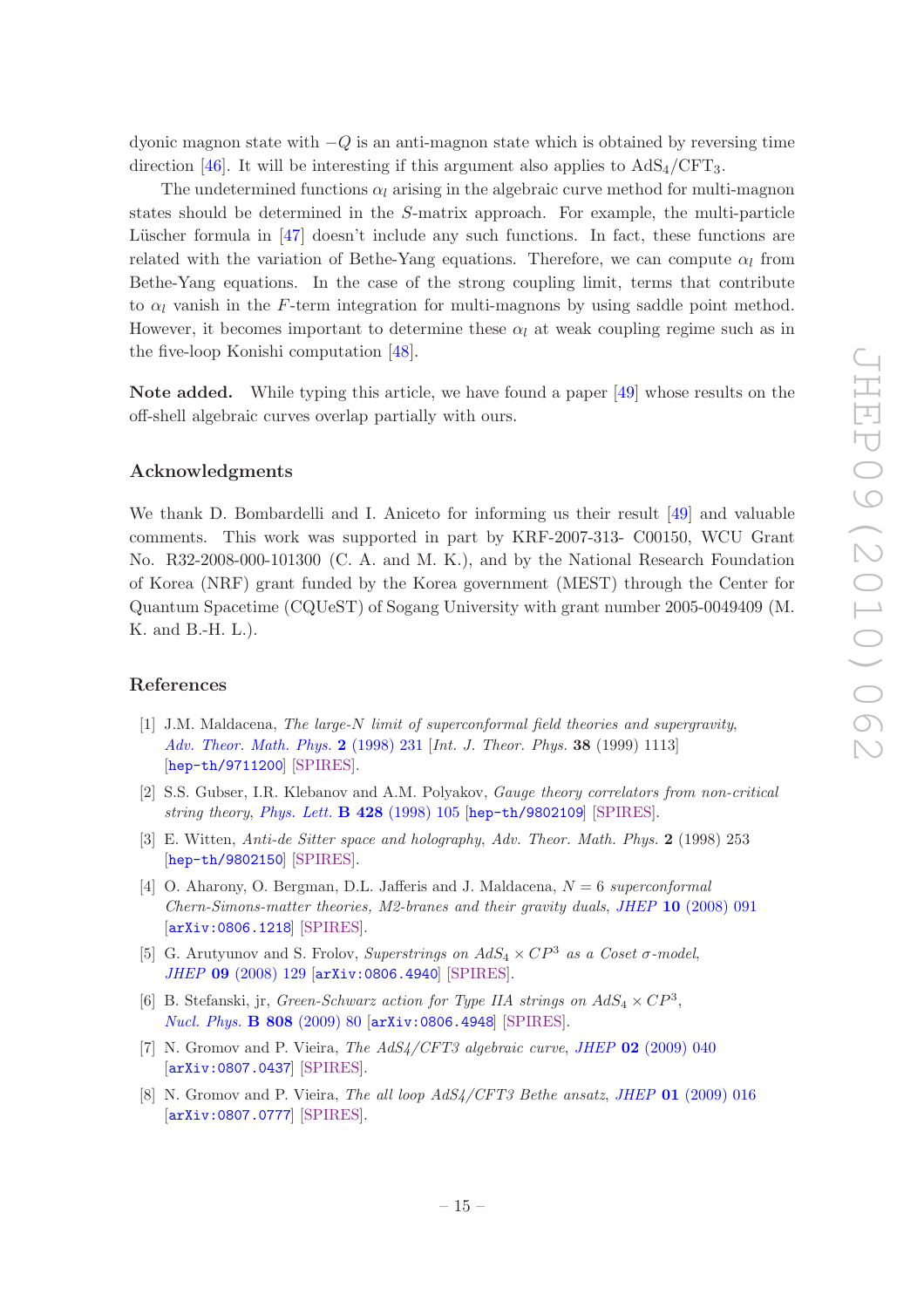dyonic magnon state with $-Q$ is an anti-magnon state which is obtained by reversing time direction [46]. It will be interesting if this argument also applies to $AdS_4/CFT_3$.

The undetermined functions $\alpha_l$ arising in the algebraic curve method for multi-magnon states should be determined in the $S$-matrix approach. For example, the multi-particle Lüscher formula in [47] doesn't include any such functions. In fact, these functions are related with the variation of Bethe-Yang equations. Therefore, we can compute $\alpha_l$ from Bethe-Yang equations. In the case of the strong coupling limit, terms that contribute to $\alpha_l$ vanish in the $F$-term integration for multi-magnons by using saddle point method. However, it becomes important to determine these $\alpha_l$ at weak coupling regime such as in the five-loop Konishi computation [48].

**Note added.** While typing this article, we have found a paper [49] whose results on the off-shell algebraic curves overlap partially with ours.

## Acknowledgments

We thank D. Bombardelli and I. Aniceto for informing us their result [49] and valuable comments. This work was supported in part by KRF-2007-313- C00150, WCU Grant No. R32-2008-000-101300 (C. A. and M. K.), and by the National Research Foundation of Korea (NRF) grant funded by the Korea government (MEST) through the Center for Quantum Spacetime (CQUeST) of Sogang University with grant number 2005-0049409 (M. K. and B.-H. L.).

## References

[1] J.M. Maldacena, *The large-N limit of superconformal field theories and supergravity*, *Adv. Theor. Math. Phys.* **2** (1998) 231 [*Int. J. Theor. Phys.* **38** (1999) 1113] [hep-th/9711200] [SPIRES].

[2] S.S. Gubser, I.R. Klebanov and A.M. Polyakov, *Gauge theory correlators from non-critical string theory*, *Phys. Lett.* **B 428** (1998) 105 [hep-th/9802109] [SPIRES].

[3] E. Witten, *Anti-de Sitter space and holography*, *Adv. Theor. Math. Phys.* **2** (1998) 253 [hep-th/9802150] [SPIRES].

[4] O. Aharony, O. Bergman, D.L. Jafferis and J. Maldacena, *$N = 6$ superconformal Chern-Simons-matter theories, M2-branes and their gravity duals*, *JHEP* **10** (2008) 091 [arXiv:0806.1218] [SPIRES].

[5] G. Arutyunov and S. Frolov, *Superstrings on $AdS_4 \times CP^3$ as a Coset σ-model*, *JHEP* **09** (2008) 129 [arXiv:0806.4940] [SPIRES].

[6] B. Stefanski, jr, *Green-Schwarz action for Type IIA strings on $AdS_4 \times CP^3$*, *Nucl. Phys.* **B 808** (2009) 80 [arXiv:0806.4948] [SPIRES].

[7] N. Gromov and P. Vieira, *The AdS4/CFT3 algebraic curve*, *JHEP* **02** (2009) 040 [arXiv:0807.0437] [SPIRES].

[8] N. Gromov and P. Vieira, *The all loop AdS4/CFT3 Bethe ansatz*, *JHEP* **01** (2009) 016 [arXiv:0807.0777] [SPIRES].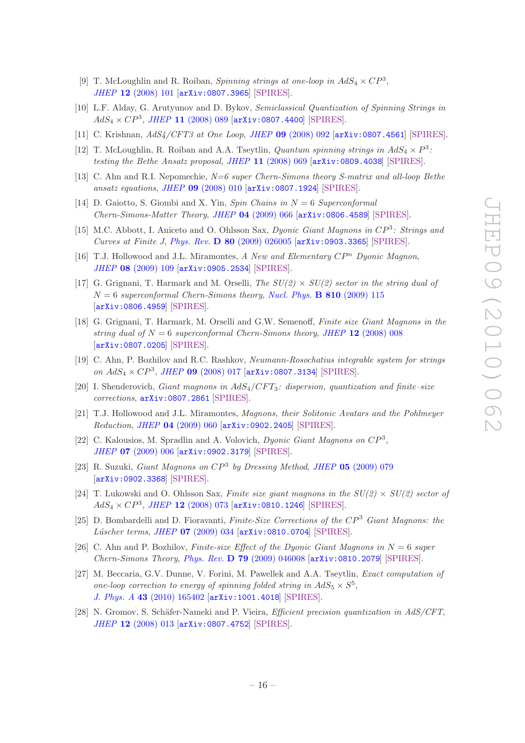[9] T. McLoughlin and R. Roiban, *Spinning strings at one-loop in $AdS_4 \times CP^3$*, *JHEP* **12** (2008) 101 [arXiv:0807.3965] [SPIRES].

[10] L.F. Alday, G. Arutyunov and D. Bykov, *Semiclassical Quantization of Spinning Strings in $AdS_4 \times CP^3$*, *JHEP* **11** (2008) 089 [arXiv:0807.4400] [SPIRES].

[11] C. Krishnan, *AdS4/CFT3 at One Loop*, *JHEP* **09** (2008) 092 [arXiv:0807.4561] [SPIRES].

[12] T. McLoughlin, R. Roiban and A.A. Tseytlin, *Quantum spinning strings in $AdS_4 \times P^3$: testing the Bethe Ansatz proposal*, *JHEP* **11** (2008) 069 [arXiv:0809.4038] [SPIRES].

[13] C. Ahn and R.I. Nepomechie, *N=6 super Chern-Simons theory S-matrix and all-loop Bethe ansatz equations*, *JHEP* **09** (2008) 010 [arXiv:0807.1924] [SPIRES].

[14] D. Gaiotto, S. Giombi and X. Yin, *Spin Chains in $N = 6$ Superconformal Chern-Simons-Matter Theory*, *JHEP* **04** (2009) 066 [arXiv:0806.4589] [SPIRES].

[15] M.C. Abbott, I. Aniceto and O. Ohlsson Sax, *Dyonic Giant Magnons in $CP^3$: Strings and Curves at Finite J*, *Phys. Rev.* **D 80** (2009) 026005 [arXiv:0903.3365] [SPIRES].

[16] T.J. Hollowood and J.L. Miramontes, *A New and Elementary $CP^n$ Dyonic Magnon*, *JHEP* **08** (2009) 109 [arXiv:0905.2534] [SPIRES].

[17] G. Grignani, T. Harmark and M. Orselli, *The SU(2) $\times$ SU(2) sector in the string dual of $N = 6$ superconformal Chern-Simons theory*, *Nucl. Phys.* **B 810** (2009) 115 [arXiv:0806.4959] [SPIRES].

[18] G. Grignani, T. Harmark, M. Orselli and G.W. Semenoff, *Finite size Giant Magnons in the string dual of $N = 6$ superconformal Chern-Simons theory*, *JHEP* **12** (2008) 008 [arXiv:0807.0205] [SPIRES].

[19] C. Ahn, P. Bozhilov and R.C. Rashkov, *Neumann-Rosochatius integrable system for strings on $AdS_4 \times CP^3$*, *JHEP* **09** (2008) 017 [arXiv:0807.3134] [SPIRES].

[20] I. Shenderovich, *Giant magnons in $AdS_4/CFT_3$: dispersion, quantization and finite-size corrections*, arXiv:0807.2861 [SPIRES].

[21] T.J. Hollowood and J.L. Miramontes, *Magnons, their Solitonic Avatars and the Pohlmeyer Reduction*, *JHEP* **04** (2009) 060 [arXiv:0902.2405] [SPIRES].

[22] C. Kalousios, M. Spradlin and A. Volovich, *Dyonic Giant Magnons on $CP^3$*, *JHEP* **07** (2009) 006 [arXiv:0902.3179] [SPIRES].

[23] R. Suzuki, *Giant Magnons on $CP^3$ by Dressing Method*, *JHEP* **05** (2009) 079 [arXiv:0902.3368] [SPIRES].

[24] T. Lukowski and O. Ohlsson Sax, *Finite size giant magnons in the SU(2) $\times$ SU(2) sector of $AdS_4 \times CP^3$*, *JHEP* **12** (2008) 073 [arXiv:0810.1246] [SPIRES].

[25] D. Bombardelli and D. Fioravanti, *Finite-Size Corrections of the $CP^3$ Giant Magnons: the Lúscher terms*, *JHEP* **07** (2009) 034 [arXiv:0810.0704] [SPIRES].

[26] C. Ahn and P. Bozhilov, *Finite-size Effect of the Dyonic Giant Magnons in $N = 6$ super Chern-Simons Theory*, *Phys. Rev.* **D 79** (2009) 046008 [arXiv:0810.2079] [SPIRES].

[27] M. Beccaria, G.V. Dunne, V. Forini, M. Pawellek and A.A. Tseytlin, *Exact computation of one-loop correction to energy of spinning folded string in $AdS_5 \times S^5$*, *J. Phys.* *A* **43** (2010) 165402 [arXiv:1001.4018] [SPIRES].

[28] N. Gromov, S. Schäfer-Nameki and P. Vieira, *Efficient precision quantization in AdS/CFT*, *JHEP* **12** (2008) 013 [arXiv:0807.4752] [SPIRES].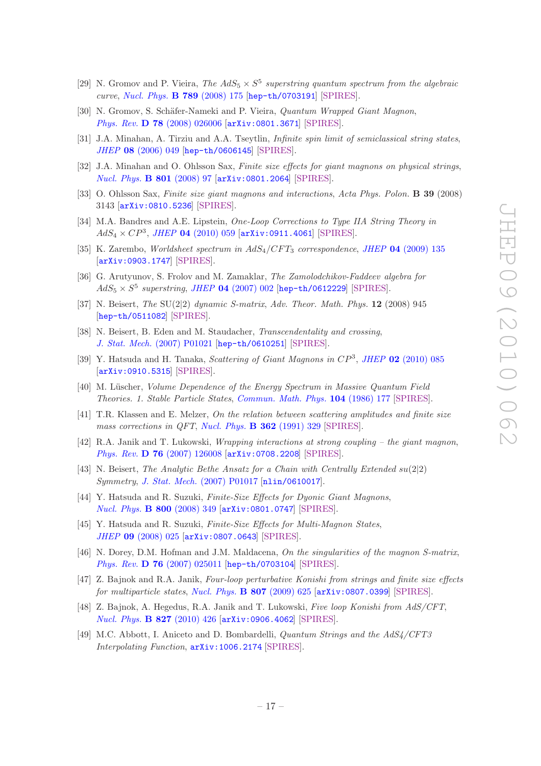[29] N. Gromov and P. Vieira, *The $AdS_5 \times S^5$ superstring quantum spectrum from the algebraic curve*, *Nucl. Phys.* **B 789** (2008) 175 [hep-th/0703191] [SPIRES].

[30] N. Gromov, S. Schäfer-Nameki and P. Vieira, *Quantum Wrapped Giant Magnon*, *Phys. Rev.* **D 78** (2008) 026006 [arXiv:0801.3671] [SPIRES].

[31] J.A. Minahan, A. Tirziu and A.A. Tseytlin, *Infinite spin limit of semiclassical string states*, *JHEP* **08** (2006) 049 [hep-th/0606145] [SPIRES].

[32] J.A. Minahan and O. Ohlsson Sax, *Finite size effects for giant magnons on physical strings*, *Nucl. Phys.* **B 801** (2008) 97 [arXiv:0801.2064] [SPIRES].

[33] O. Ohlsson Sax, *Finite size giant magnons and interactions*, *Acta Phys. Polon.* **B 39** (2008) 3143 [arXiv:0810.5236] [SPIRES].

[34] M.A. Bandres and A.E. Lipstein, *One-Loop Corrections to Type IIA String Theory in $AdS_4 \times CP^3$*, *JHEP* **04** (2010) 059 [arXiv:0911.4061] [SPIRES].

[35] K. Zarembo, *Worldsheet spectrum in $AdS_4/CFT_3$ correspondence*, *JHEP* **04** (2009) 135 [arXiv:0903.1747] [SPIRES].

[36] G. Arutyunov, S. Frolov and M. Zamaklar, *The Zamolodchikov-Faddeev algebra for $AdS_5 \times S^5$ superstring*, *JHEP* **04** (2007) 002 [hep-th/0612229] [SPIRES].

[37] N. Beisert, *The* SU(2|2) *dynamic S-matrix*, *Adv. Theor. Math. Phys.* **12** (2008) 945 [hep-th/0511082] [SPIRES].

[38] N. Beisert, B. Eden and M. Staudacher, *Transcendentality and crossing*, *J. Stat. Mech.* (2007) P01021 [hep-th/0610251] [SPIRES].

[39] Y. Hatsuda and H. Tanaka, *Scattering of Giant Magnons in $CP^3$*, *JHEP* **02** (2010) 085 [arXiv:0910.5315] [SPIRES].

[40] M. Lüscher, *Volume Dependence of the Energy Spectrum in Massive Quantum Field Theories. 1. Stable Particle States*, *Commun. Math. Phys.* **104** (1986) 177 [SPIRES].

[41] T.R. Klassen and E. Melzer, *On the relation between scattering amplitudes and finite size mass corrections in QFT*, *Nucl. Phys.* **B 362** (1991) 329 [SPIRES].

[42] R.A. Janik and T. Lukowski, *Wrapping interactions at strong coupling – the giant magnon*, *Phys. Rev.* **D 76** (2007) 126008 [arXiv:0708.2208] [SPIRES].

[43] N. Beisert, *The Analytic Bethe Ansatz for a Chain with Centrally Extended su(2|2) Symmetry*, *J. Stat. Mech.* (2007) P01017 [nlin/0610017].

[44] Y. Hatsuda and R. Suzuki, *Finite-Size Effects for Dyonic Giant Magnons*, *Nucl. Phys.* **B 800** (2008) 349 [arXiv:0801.0747] [SPIRES].

[45] Y. Hatsuda and R. Suzuki, *Finite-Size Effects for Multi-Magnon States*, *JHEP* **09** (2008) 025 [arXiv:0807.0643] [SPIRES].

[46] N. Dorey, D.M. Hofman and J.M. Maldacena, *On the singularities of the magnon S-matrix*, *Phys. Rev.* **D 76** (2007) 025011 [hep-th/0703104] [SPIRES].

[47] Z. Bajnok and R.A. Janik, *Four-loop perturbative Konishi from strings and finite size effects for multiparticle states*, *Nucl. Phys.* **B 807** (2009) 625 [arXiv:0807.0399] [SPIRES].

[48] Z. Bajnok, A. Hegedus, R.A. Janik and T. Lukowski, *Five loop Konishi from AdS/CFT*, *Nucl. Phys.* **B 827** (2010) 426 [arXiv:0906.4062] [SPIRES].

[49] M.C. Abbott, I. Aniceto and D. Bombardelli, *Quantum Strings and the AdS4/CFT3 Interpolating Function*, arXiv:1006.2174 [SPIRES].